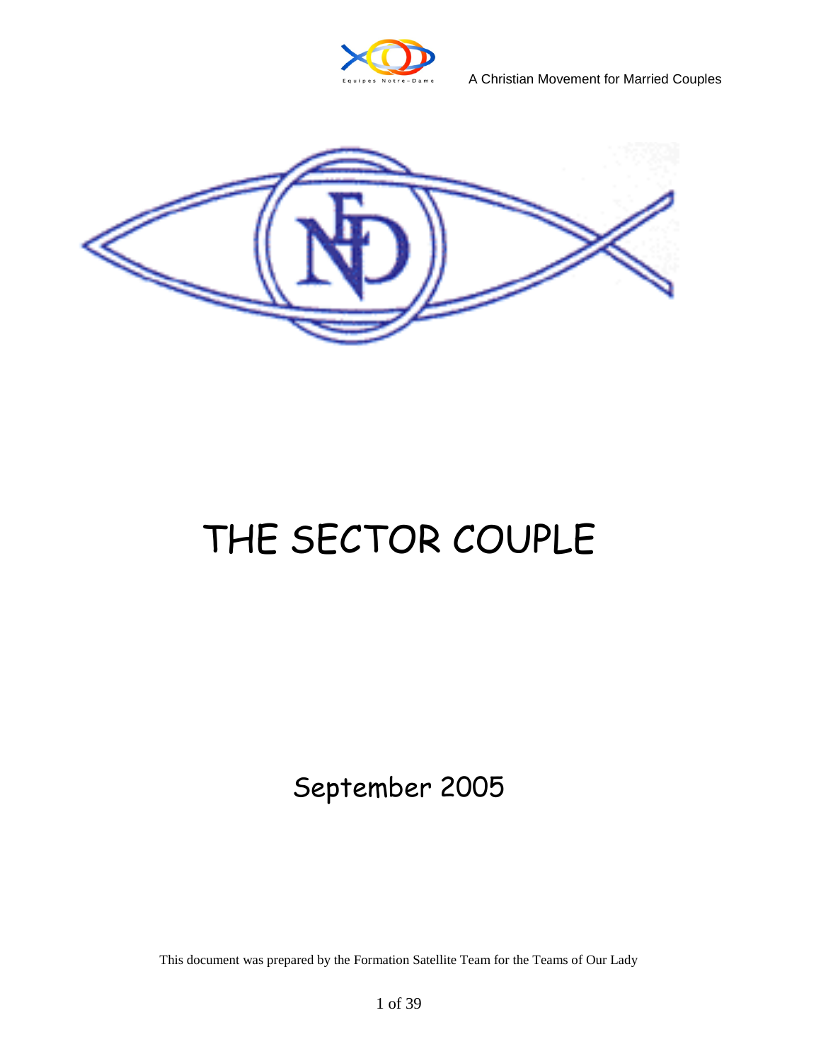Equipes Notre-Dame

A Christian Movement for Married Couples

# THE SECTOR COUPLE

September 2005

This document was prepared by the Formation Satellite Team for the Teams of Our Lady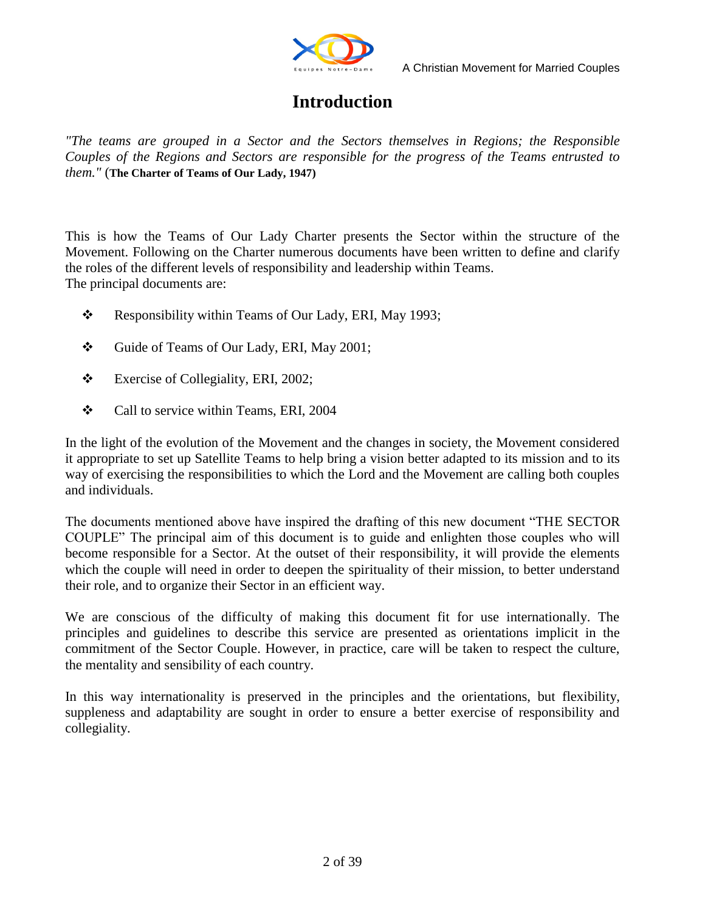# Introduction

*"The teams are grouped in a Sector and the Sectors themselves in Regions; the Responsible Couples of the Regions and Sectors are responsible for the progress of the Teams entrusted to them."* (**The Charter of Teams of Our Lady, 1947)**

This is how the Teams of Our Lady Charter presents the Sector within the structure of the Movement. Following on the Charter numerous documents have been written to define and clarify the roles of the different levels of responsibility and leadership within Teams.
The principal documents are:

- Responsibility within Teams of Our Lady, ERI, May 1993;
- Guide of Teams of Our Lady, ERI, May 2001;
- Exercise of Collegiality, ERI, 2002;
- Call to service within Teams, ERI, 2004

In the light of the evolution of the Movement and the changes in society, the Movement considered it appropriate to set up Satellite Teams to help bring a vision better adapted to its mission and to its way of exercising the responsibilities to which the Lord and the Movement are calling both couples and individuals.

The documents mentioned above have inspired the drafting of this new document "THE SECTOR COUPLE" The principal aim of this document is to guide and enlighten those couples who will become responsible for a Sector. At the outset of their responsibility, it will provide the elements which the couple will need in order to deepen the spirituality of their mission, to better understand their role, and to organize their Sector in an efficient way.

We are conscious of the difficulty of making this document fit for use internationally. The principles and guidelines to describe this service are presented as orientations implicit in the commitment of the Sector Couple. However, in practice, care will be taken to respect the culture, the mentality and sensibility of each country.

In this way internationality is preserved in the principles and the orientations, but flexibility, suppleness and adaptability are sought in order to ensure a better exercise of responsibility and collegiality.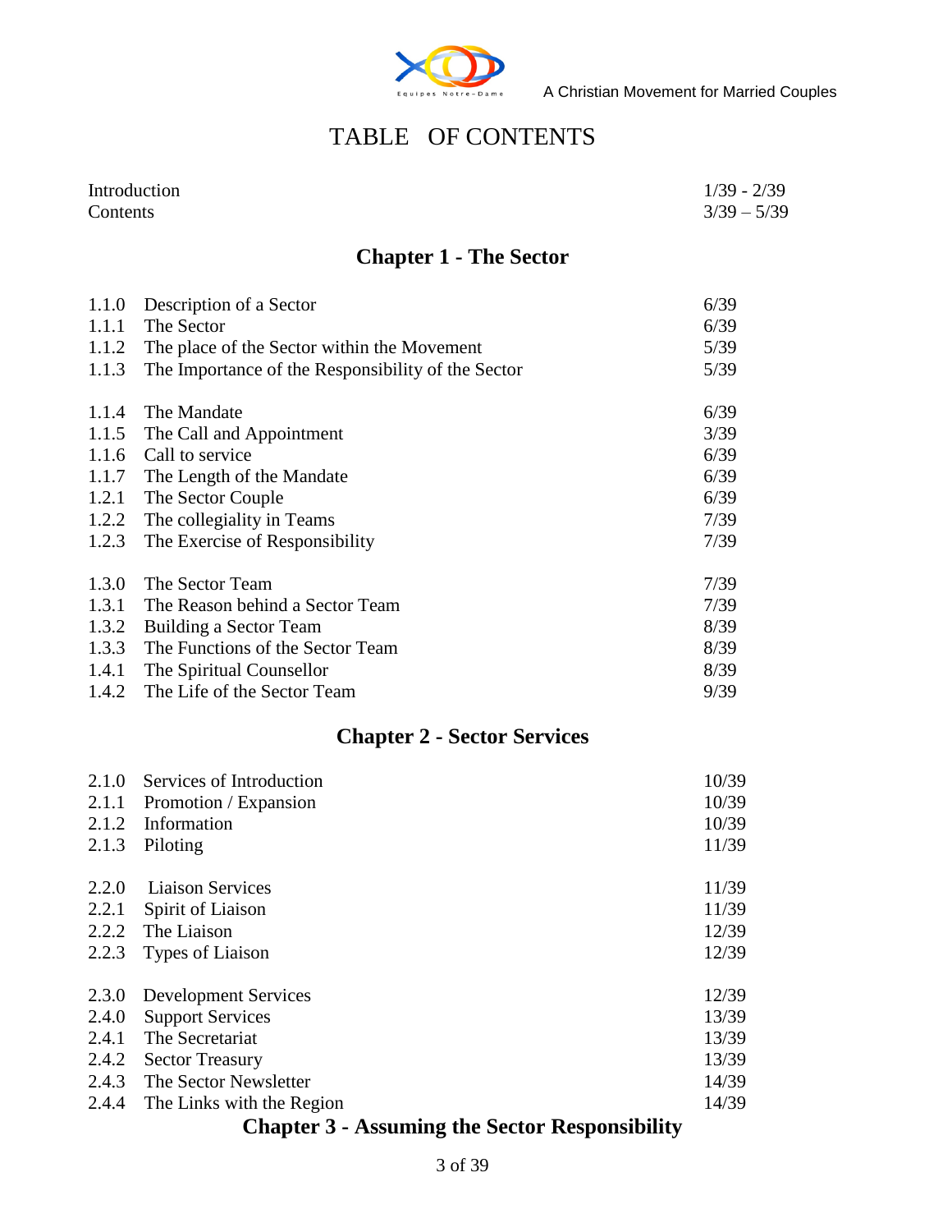# TABLE OF CONTENTS

| | |
|---|---|
| Introduction | 1/39 - 2/39 |
| Contents | 3/39 – 5/39 |

## Chapter 1 - The Sector

| | | |
|---|---|---|
| 1.1.0 | Description of a Sector | 6/39 |
| 1.1.1 | The Sector | 6/39 |
| 1.1.2 | The place of the Sector within the Movement | 5/39 |
| 1.1.3 | The Importance of the Responsibility of the Sector | 5/39 |
| 1.1.4 | The Mandate | 6/39 |
| 1.1.5 | The Call and Appointment | 3/39 |
| 1.1.6 | Call to service | 6/39 |
| 1.1.7 | The Length of the Mandate | 6/39 |
| 1.2.1 | The Sector Couple | 6/39 |
| 1.2.2 | The collegiality in Teams | 7/39 |
| 1.2.3 | The Exercise of Responsibility | 7/39 |
| 1.3.0 | The Sector Team | 7/39 |
| 1.3.1 | The Reason behind a Sector Team | 7/39 |
| 1.3.2 | Building a Sector Team | 8/39 |
| 1.3.3 | The Functions of the Sector Team | 8/39 |
| 1.4.1 | The Spiritual Counsellor | 8/39 |
| 1.4.2 | The Life of the Sector Team | 9/39 |

## Chapter 2 - Sector Services

| | | |
|---|---|---|
| 2.1.0 | Services of Introduction | 10/39 |
| 2.1.1 | Promotion / Expansion | 10/39 |
| 2.1.2 | Information | 10/39 |
| 2.1.3 | Piloting | 11/39 |
| 2.2.0 | Liaison Services | 11/39 |
| 2.2.1 | Spirit of Liaison | 11/39 |
| 2.2.2 | The Liaison | 12/39 |
| 2.2.3 | Types of Liaison | 12/39 |
| 2.3.0 | Development Services | 12/39 |
| 2.4.0 | Support Services | 13/39 |
| 2.4.1 | The Secretariat | 13/39 |
| 2.4.2 | Sector Treasury | 13/39 |
| 2.4.3 | The Sector Newsletter | 14/39 |
| 2.4.4 | The Links with the Region | 14/39 |

## Chapter 3 - Assuming the Sector Responsibility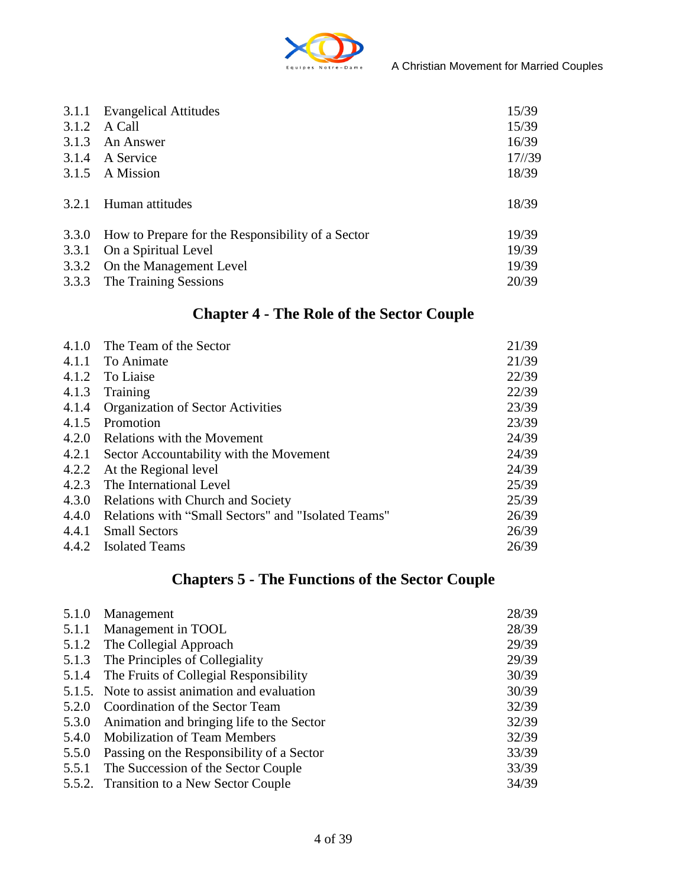| | | |
|---|---|---|
| 3.1.1 | Evangelical Attitudes | 15/39 |
| 3.1.2 | A Call | 15/39 |
| 3.1.3 | An Answer | 16/39 |
| 3.1.4 | A Service | 17//39 |
| 3.1.5 | A Mission | 18/39 |
| | | |
| 3.2.1 | Human attitudes | 18/39 |
| | | |
| 3.3.0 | How to Prepare for the Responsibility of a Sector | 19/39 |
| 3.3.1 | On a Spiritual Level | 19/39 |
| 3.3.2 | On the Management Level | 19/39 |
| 3.3.3 | The Training Sessions | 20/39 |

## Chapter 4 - The Role of the Sector Couple

| | | |
|---|---|---|
| 4.1.0 | The Team of the Sector | 21/39 |
| 4.1.1 | To Animate | 21/39 |
| 4.1.2 | To Liaise | 22/39 |
| 4.1.3 | Training | 22/39 |
| 4.1.4 | Organization of Sector Activities | 23/39 |
| 4.1.5 | Promotion | 23/39 |
| 4.2.0 | Relations with the Movement | 24/39 |
| 4.2.1 | Sector Accountability with the Movement | 24/39 |
| 4.2.2 | At the Regional level | 24/39 |
| 4.2.3 | The International Level | 25/39 |
| 4.3.0 | Relations with Church and Society | 25/39 |
| 4.4.0 | Relations with "Small Sectors" and "Isolated Teams" | 26/39 |
| 4.4.1 | Small Sectors | 26/39 |
| 4.4.2 | Isolated Teams | 26/39 |

## Chapters 5 - The Functions of the Sector Couple

| | | |
|---|---|---|
| 5.1.0 | Management | 28/39 |
| 5.1.1 | Management in TOOL | 28/39 |
| 5.1.2 | The Collegial Approach | 29/39 |
| 5.1.3 | The Principles of Collegiality | 29/39 |
| 5.1.4 | The Fruits of Collegial Responsibility | 30/39 |
| 5.1.5. | Note to assist animation and evaluation | 30/39 |
| 5.2.0 | Coordination of the Sector Team | 32/39 |
| 5.3.0 | Animation and bringing life to the Sector | 32/39 |
| 5.4.0 | Mobilization of Team Members | 32/39 |
| 5.5.0 | Passing on the Responsibility of a Sector | 33/39 |
| 5.5.1 | The Succession of the Sector Couple | 33/39 |
| 5.5.2. | Transition to a New Sector Couple | 34/39 |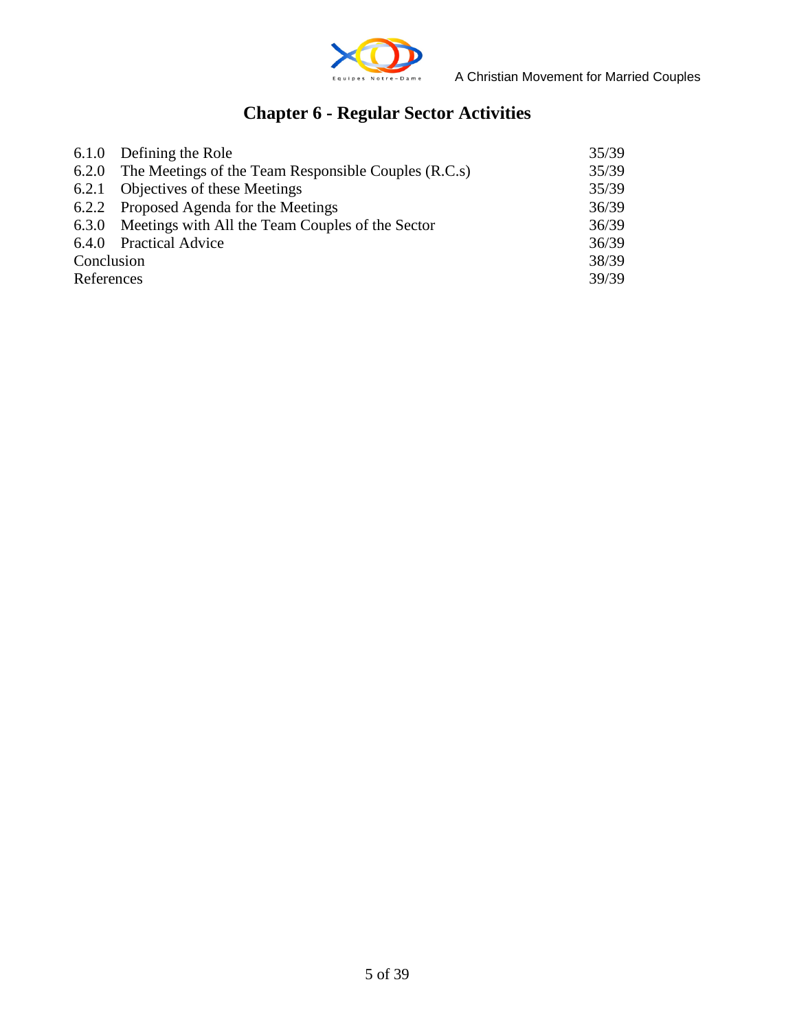# Chapter 6 - Regular Sector Activities

| | | |
|---|---|---|
| 6.1.0 | Defining the Role | 35/39 |
| 6.2.0 | The Meetings of the Team Responsible Couples (R.C.s) | 35/39 |
| 6.2.1 | Objectives of these Meetings | 35/39 |
| 6.2.2 | Proposed Agenda for the Meetings | 36/39 |
| 6.3.0 | Meetings with All the Team Couples of the Sector | 36/39 |
| 6.4.0 | Practical Advice | 36/39 |
| Conclusion | | 38/39 |
| References | | 39/39 |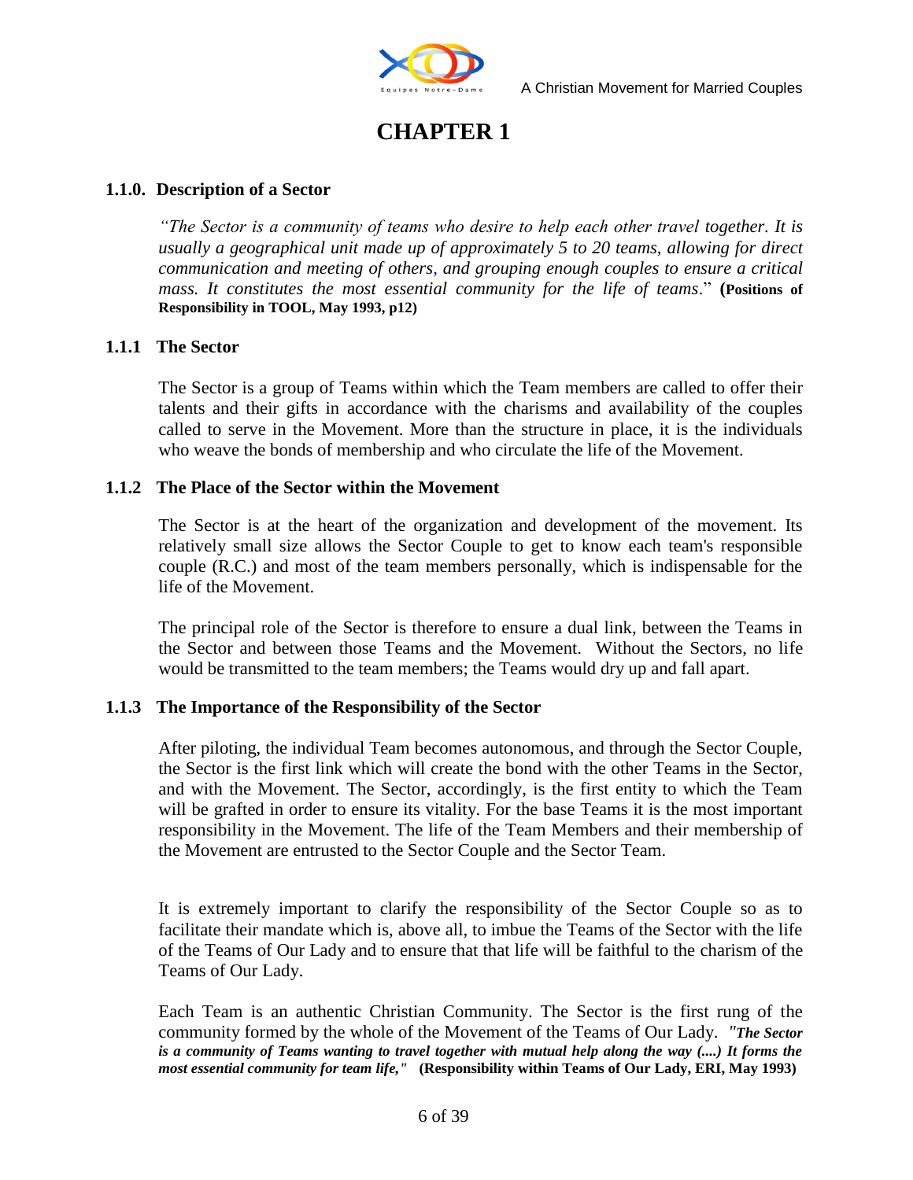# CHAPTER 1

## 1.1.0. Description of a Sector

*"The Sector is a community of teams who desire to help each other travel together. It is usually a geographical unit made up of approximately 5 to 20 teams, allowing for direct communication and meeting of others, and grouping enough couples to ensure a critical mass. It constitutes the most essential community for the life of teams*." **(Positions of Responsibility in TOOL, May 1993, p12)**

## 1.1.1 The Sector

The Sector is a group of Teams within which the Team members are called to offer their talents and their gifts in accordance with the charisms and availability of the couples called to serve in the Movement. More than the structure in place, it is the individuals who weave the bonds of membership and who circulate the life of the Movement.

## 1.1.2 The Place of the Sector within the Movement

The Sector is at the heart of the organization and development of the movement. Its relatively small size allows the Sector Couple to get to know each team's responsible couple (R.C.) and most of the team members personally, which is indispensable for the life of the Movement.

The principal role of the Sector is therefore to ensure a dual link, between the Teams in the Sector and between those Teams and the Movement. Without the Sectors, no life would be transmitted to the team members; the Teams would dry up and fall apart.

## 1.1.3 The Importance of the Responsibility of the Sector

After piloting, the individual Team becomes autonomous, and through the Sector Couple, the Sector is the first link which will create the bond with the other Teams in the Sector, and with the Movement. The Sector, accordingly, is the first entity to which the Team will be grafted in order to ensure its vitality. For the base Teams it is the most important responsibility in the Movement. The life of the Team Members and their membership of the Movement are entrusted to the Sector Couple and the Sector Team.

It is extremely important to clarify the responsibility of the Sector Couple so as to facilitate their mandate which is, above all, to imbue the Teams of the Sector with the life of the Teams of Our Lady and to ensure that that life will be faithful to the charism of the Teams of Our Lady.

Each Team is an authentic Christian Community. The Sector is the first rung of the community formed by the whole of the Movement of the Teams of Our Lady. ***"The Sector is a community of Teams wanting to travel together with mutual help along the way (....) It forms the most essential community for team life,"*** **(Responsibility within Teams of Our Lady, ERI, May 1993)**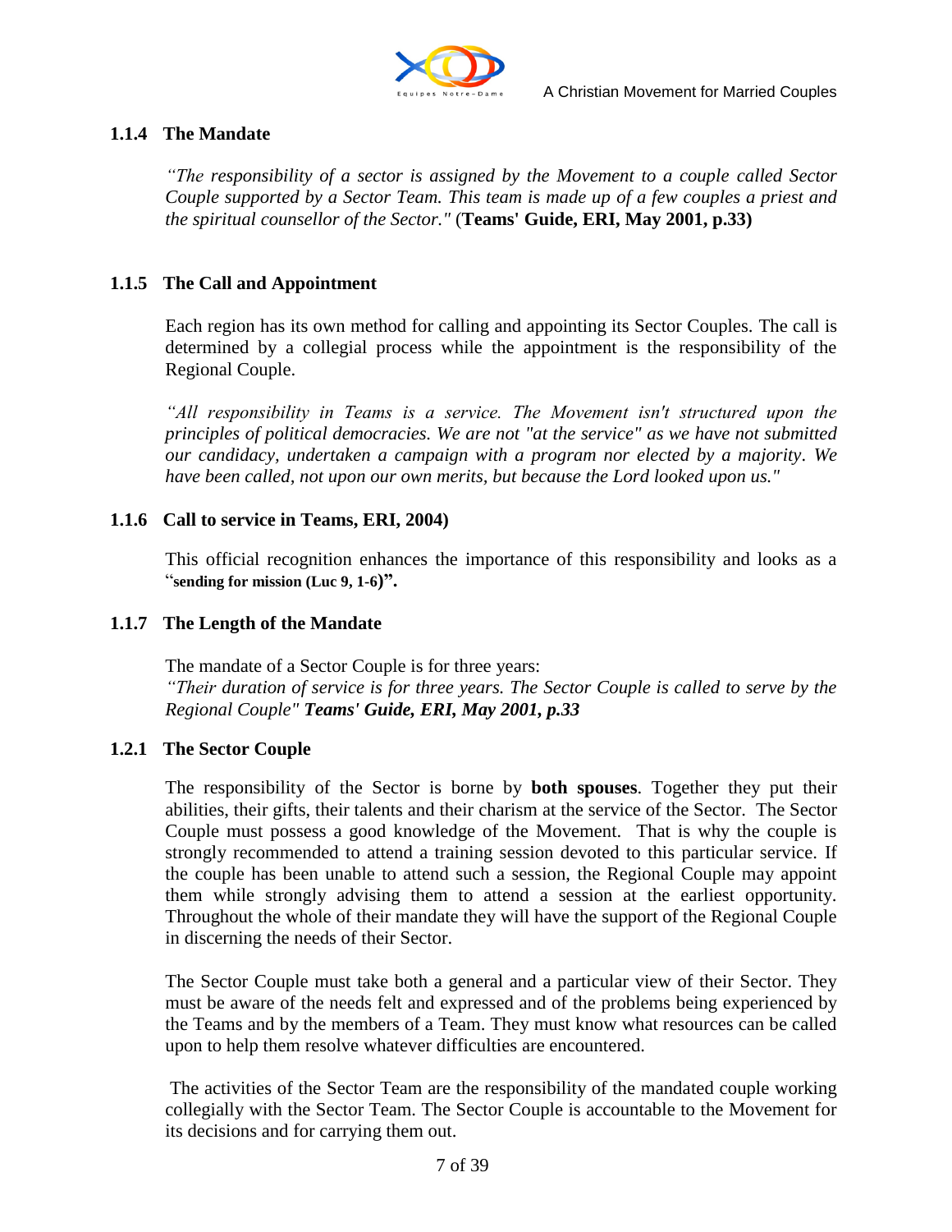### 1.1.4 The Mandate

*"The responsibility of a sector is assigned by the Movement to a couple called Sector Couple supported by a Sector Team. This team is made up of a few couples a priest and the spiritual counsellor of the Sector."* (**Teams' Guide, ERI, May 2001, p.33)**

### 1.1.5 The Call and Appointment

Each region has its own method for calling and appointing its Sector Couples. The call is determined by a collegial process while the appointment is the responsibility of the Regional Couple.

*"All responsibility in Teams is a service. The Movement isn't structured upon the principles of political democracies. We are not "at the service" as we have not submitted our candidacy, undertaken a campaign with a program nor elected by a majority. We have been called, not upon our own merits, but because the Lord looked upon us."*

### 1.1.6 Call to service in Teams, ERI, 2004)

This official recognition enhances the importance of this responsibility and looks as a "**sending for mission (Luc 9, 1-6)".**

### 1.1.7 The Length of the Mandate

The mandate of a Sector Couple is for three years:
*"Their duration of service is for three years. The Sector Couple is called to serve by the Regional Couple" **Teams' Guide, ERI, May 2001, p.33***

### 1.2.1 The Sector Couple

The responsibility of the Sector is borne by **both spouses**. Together they put their abilities, their gifts, their talents and their charism at the service of the Sector. The Sector Couple must possess a good knowledge of the Movement. That is why the couple is strongly recommended to attend a training session devoted to this particular service. If the couple has been unable to attend such a session, the Regional Couple may appoint them while strongly advising them to attend a session at the earliest opportunity. Throughout the whole of their mandate they will have the support of the Regional Couple in discerning the needs of their Sector.

The Sector Couple must take both a general and a particular view of their Sector. They must be aware of the needs felt and expressed and of the problems being experienced by the Teams and by the members of a Team. They must know what resources can be called upon to help them resolve whatever difficulties are encountered.

The activities of the Sector Team are the responsibility of the mandated couple working collegially with the Sector Team. The Sector Couple is accountable to the Movement for its decisions and for carrying them out.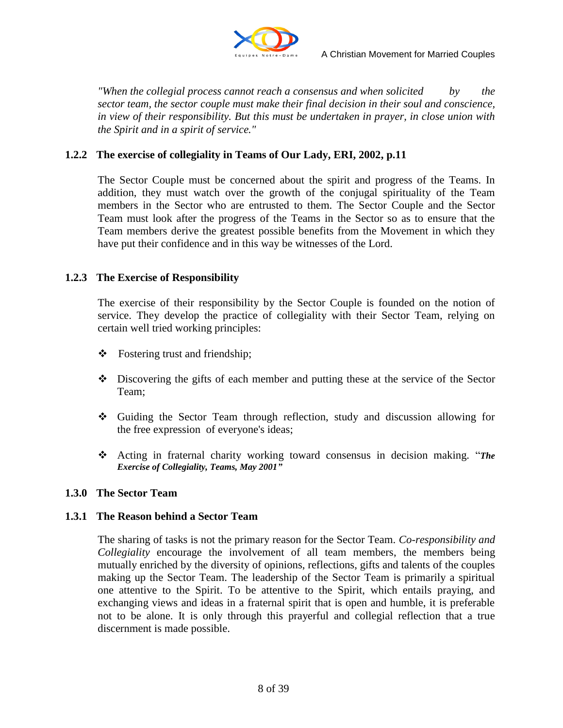*"When the collegial process cannot reach a consensus and when solicited by the sector team, the sector couple must make their final decision in their soul and conscience, in view of their responsibility. But this must be undertaken in prayer, in close union with the Spirit and in a spirit of service."*

### 1.2.2 The exercise of collegiality in Teams of Our Lady, ERI, 2002, p.11

The Sector Couple must be concerned about the spirit and progress of the Teams. In addition, they must watch over the growth of the conjugal spirituality of the Team members in the Sector who are entrusted to them. The Sector Couple and the Sector Team must look after the progress of the Teams in the Sector so as to ensure that the Team members derive the greatest possible benefits from the Movement in which they have put their confidence and in this way be witnesses of the Lord.

### 1.2.3 The Exercise of Responsibility

The exercise of their responsibility by the Sector Couple is founded on the notion of service. They develop the practice of collegiality with their Sector Team, relying on certain well tried working principles:

- Fostering trust and friendship;
- Discovering the gifts of each member and putting these at the service of the Sector Team;
- Guiding the Sector Team through reflection, study and discussion allowing for the free expression of everyone's ideas;
- Acting in fraternal charity working toward consensus in decision making. "***The Exercise of Collegiality, Teams, May 2001***"

### 1.3.0 The Sector Team

### 1.3.1 The Reason behind a Sector Team

The sharing of tasks is not the primary reason for the Sector Team. *Co-responsibility and Collegiality* encourage the involvement of all team members, the members being mutually enriched by the diversity of opinions, reflections, gifts and talents of the couples making up the Sector Team. The leadership of the Sector Team is primarily a spiritual one attentive to the Spirit. To be attentive to the Spirit, which entails praying, and exchanging views and ideas in a fraternal spirit that is open and humble, it is preferable not to be alone. It is only through this prayerful and collegial reflection that a true discernment is made possible.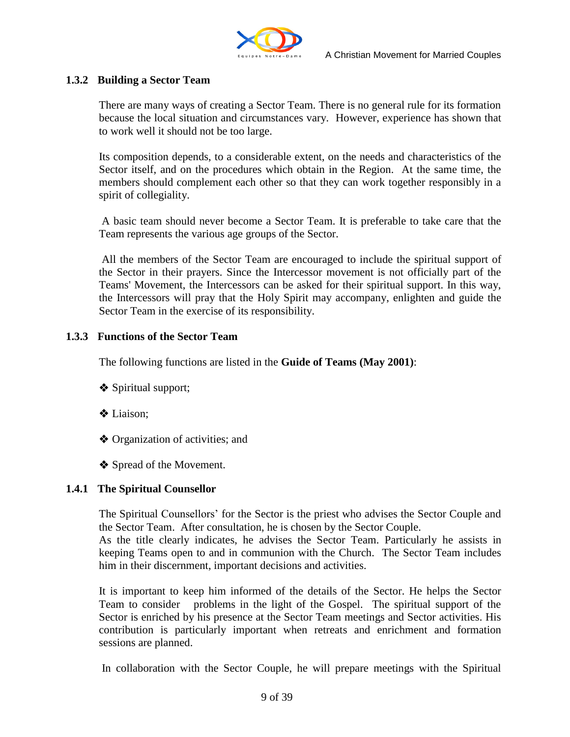### 1.3.2 Building a Sector Team

There are many ways of creating a Sector Team. There is no general rule for its formation because the local situation and circumstances vary. However, experience has shown that to work well it should not be too large.

Its composition depends, to a considerable extent, on the needs and characteristics of the Sector itself, and on the procedures which obtain in the Region. At the same time, the members should complement each other so that they can work together responsibly in a spirit of collegiality.

A basic team should never become a Sector Team. It is preferable to take care that the Team represents the various age groups of the Sector.

All the members of the Sector Team are encouraged to include the spiritual support of the Sector in their prayers. Since the Intercessor movement is not officially part of the Teams' Movement, the Intercessors can be asked for their spiritual support. In this way, the Intercessors will pray that the Holy Spirit may accompany, enlighten and guide the Sector Team in the exercise of its responsibility.

### 1.3.3 Functions of the Sector Team

The following functions are listed in the **Guide of Teams (May 2001)**:

- ❖ Spiritual support;
- ❖ Liaison;
- ❖ Organization of activities; and
- ❖ Spread of the Movement.

### 1.4.1 The Spiritual Counsellor

The Spiritual Counsellors' for the Sector is the priest who advises the Sector Couple and the Sector Team. After consultation, he is chosen by the Sector Couple.
As the title clearly indicates, he advises the Sector Team. Particularly he assists in keeping Teams open to and in communion with the Church. The Sector Team includes him in their discernment, important decisions and activities.

It is important to keep him informed of the details of the Sector. He helps the Sector Team to consider problems in the light of the Gospel. The spiritual support of the Sector is enriched by his presence at the Sector Team meetings and Sector activities. His contribution is particularly important when retreats and enrichment and formation sessions are planned.

In collaboration with the Sector Couple, he will prepare meetings with the Spiritual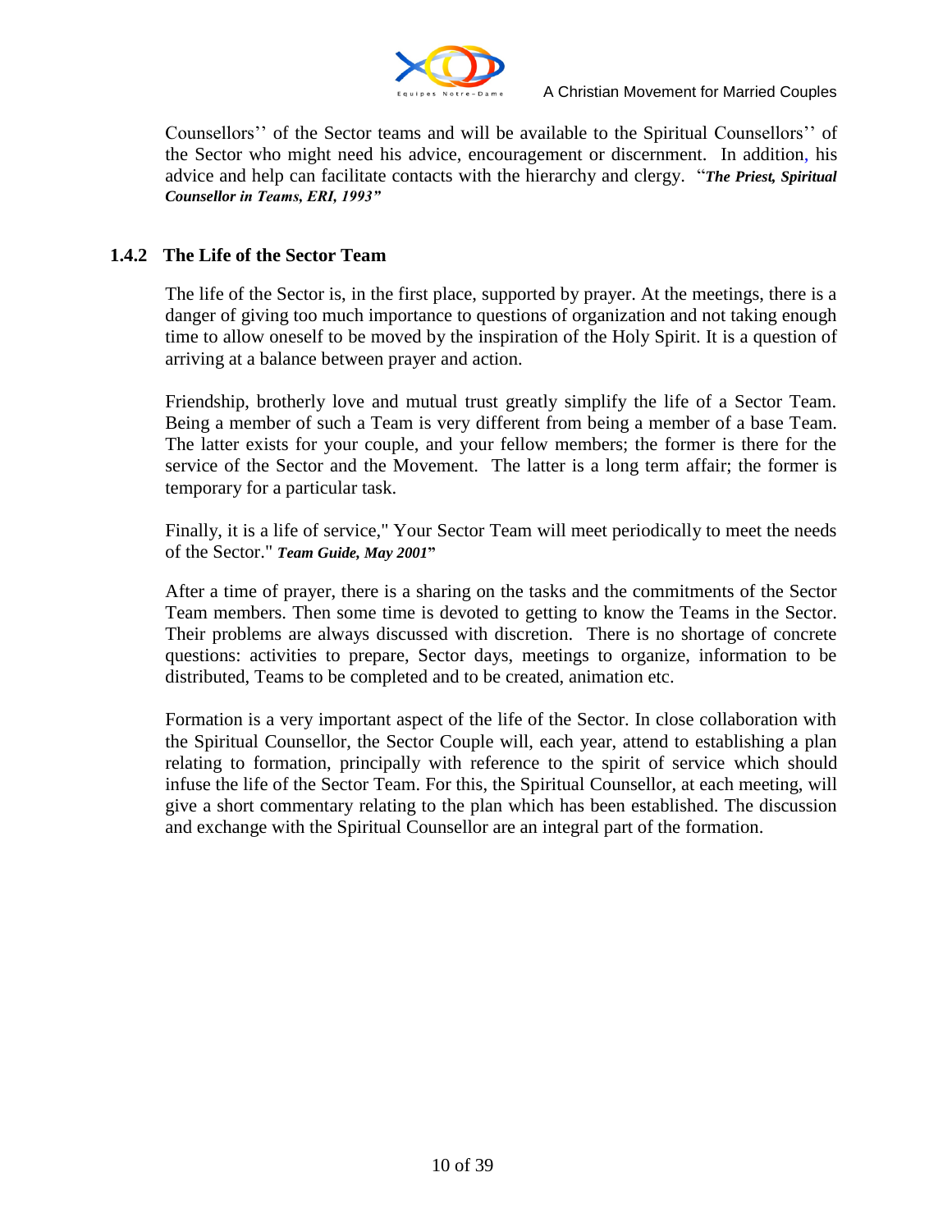Counsellors'' of the Sector teams and will be available to the Spiritual Counsellors'' of the Sector who might need his advice, encouragement or discernment. In addition, his advice and help can facilitate contacts with the hierarchy and clergy. "***The Priest, Spiritual Counsellor in Teams, ERI, 1993"***

### 1.4.2 The Life of the Sector Team

The life of the Sector is, in the first place, supported by prayer. At the meetings, there is a danger of giving too much importance to questions of organization and not taking enough time to allow oneself to be moved by the inspiration of the Holy Spirit. It is a question of arriving at a balance between prayer and action.

Friendship, brotherly love and mutual trust greatly simplify the life of a Sector Team. Being a member of such a Team is very different from being a member of a base Team. The latter exists for your couple, and your fellow members; the former is there for the service of the Sector and the Movement. The latter is a long term affair; the former is temporary for a particular task.

Finally, it is a life of service," Your Sector Team will meet periodically to meet the needs of the Sector." ***Team Guide, May 2001*"**

After a time of prayer, there is a sharing on the tasks and the commitments of the Sector Team members. Then some time is devoted to getting to know the Teams in the Sector. Their problems are always discussed with discretion. There is no shortage of concrete questions: activities to prepare, Sector days, meetings to organize, information to be distributed, Teams to be completed and to be created, animation etc.

Formation is a very important aspect of the life of the Sector. In close collaboration with the Spiritual Counsellor, the Sector Couple will, each year, attend to establishing a plan relating to formation, principally with reference to the spirit of service which should infuse the life of the Sector Team. For this, the Spiritual Counsellor, at each meeting, will give a short commentary relating to the plan which has been established. The discussion and exchange with the Spiritual Counsellor are an integral part of the formation.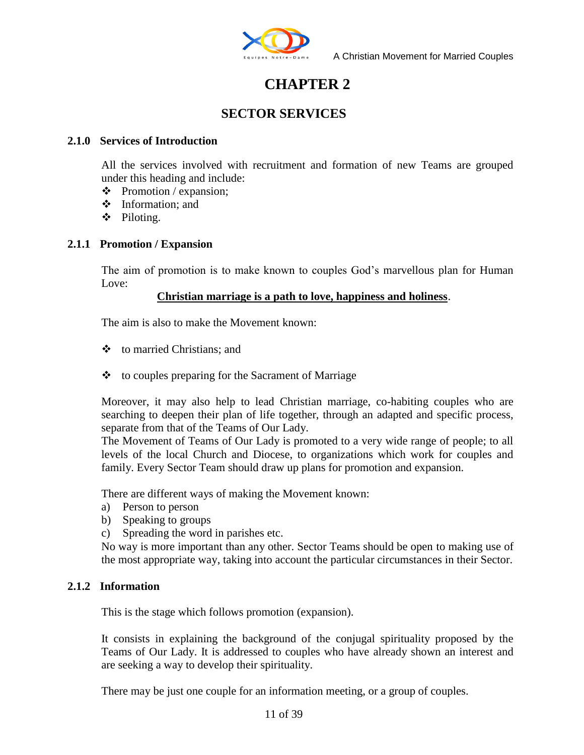# CHAPTER 2

## SECTOR SERVICES

### 2.1.0 Services of Introduction

All the services involved with recruitment and formation of new Teams are grouped under this heading and include:

- Promotion / expansion;
- Information; and
- Piloting.

### 2.1.1 Promotion / Expansion

The aim of promotion is to make known to couples God's marvellous plan for Human Love:

**<u>Christian marriage is a path to love, happiness and holiness</u>**.

The aim is also to make the Movement known:

- to married Christians; and
- to couples preparing for the Sacrament of Marriage

Moreover, it may also help to lead Christian marriage, co-habiting couples who are searching to deepen their plan of life together, through an adapted and specific process, separate from that of the Teams of Our Lady.

The Movement of Teams of Our Lady is promoted to a very wide range of people; to all levels of the local Church and Diocese, to organizations which work for couples and family. Every Sector Team should draw up plans for promotion and expansion.

There are different ways of making the Movement known:

a) Person to person
b) Speaking to groups
c) Spreading the word in parishes etc.

No way is more important than any other. Sector Teams should be open to making use of the most appropriate way, taking into account the particular circumstances in their Sector.

### 2.1.2 Information

This is the stage which follows promotion (expansion).

It consists in explaining the background of the conjugal spirituality proposed by the Teams of Our Lady. It is addressed to couples who have already shown an interest and are seeking a way to develop their spirituality.

There may be just one couple for an information meeting, or a group of couples.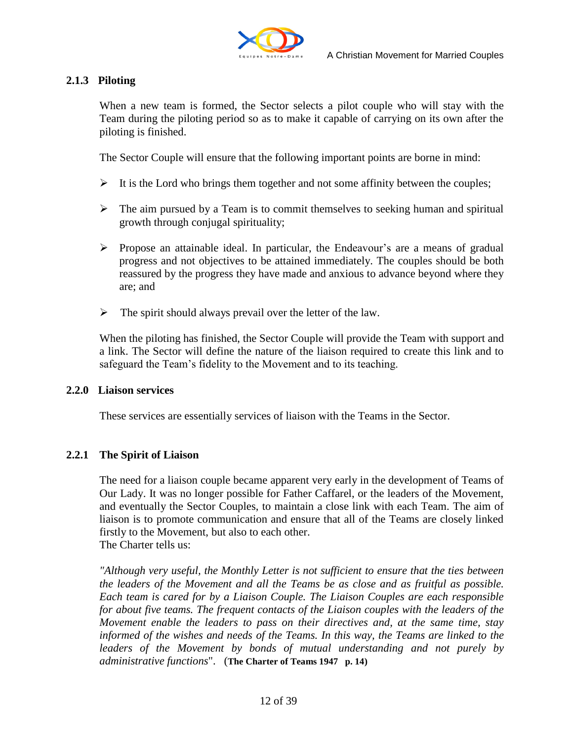### 2.1.3 Piloting

When a new team is formed, the Sector selects a pilot couple who will stay with the Team during the piloting period so as to make it capable of carrying on its own after the piloting is finished.

The Sector Couple will ensure that the following important points are borne in mind:

- It is the Lord who brings them together and not some affinity between the couples;
- The aim pursued by a Team is to commit themselves to seeking human and spiritual growth through conjugal spirituality;
- Propose an attainable ideal. In particular, the Endeavour's are a means of gradual progress and not objectives to be attained immediately. The couples should be both reassured by the progress they have made and anxious to advance beyond where they are; and
- The spirit should always prevail over the letter of the law.

When the piloting has finished, the Sector Couple will provide the Team with support and a link. The Sector will define the nature of the liaison required to create this link and to safeguard the Team's fidelity to the Movement and to its teaching.

### 2.2.0 Liaison services

These services are essentially services of liaison with the Teams in the Sector.

### 2.2.1 The Spirit of Liaison

The need for a liaison couple became apparent very early in the development of Teams of Our Lady. It was no longer possible for Father Caffarel, or the leaders of the Movement, and eventually the Sector Couples, to maintain a close link with each Team. The aim of liaison is to promote communication and ensure that all of the Teams are closely linked firstly to the Movement, but also to each other.
The Charter tells us:

*"Although very useful, the Monthly Letter is not sufficient to ensure that the ties between the leaders of the Movement and all the Teams be as close and as fruitful as possible. Each team is cared for by a Liaison Couple. The Liaison Couples are each responsible for about five teams. The frequent contacts of the Liaison couples with the leaders of the Movement enable the leaders to pass on their directives and, at the same time, stay informed of the wishes and needs of the Teams. In this way, the Teams are linked to the leaders of the Movement by bonds of mutual understanding and not purely by administrative functions*". (**The Charter of Teams 1947 p. 14)**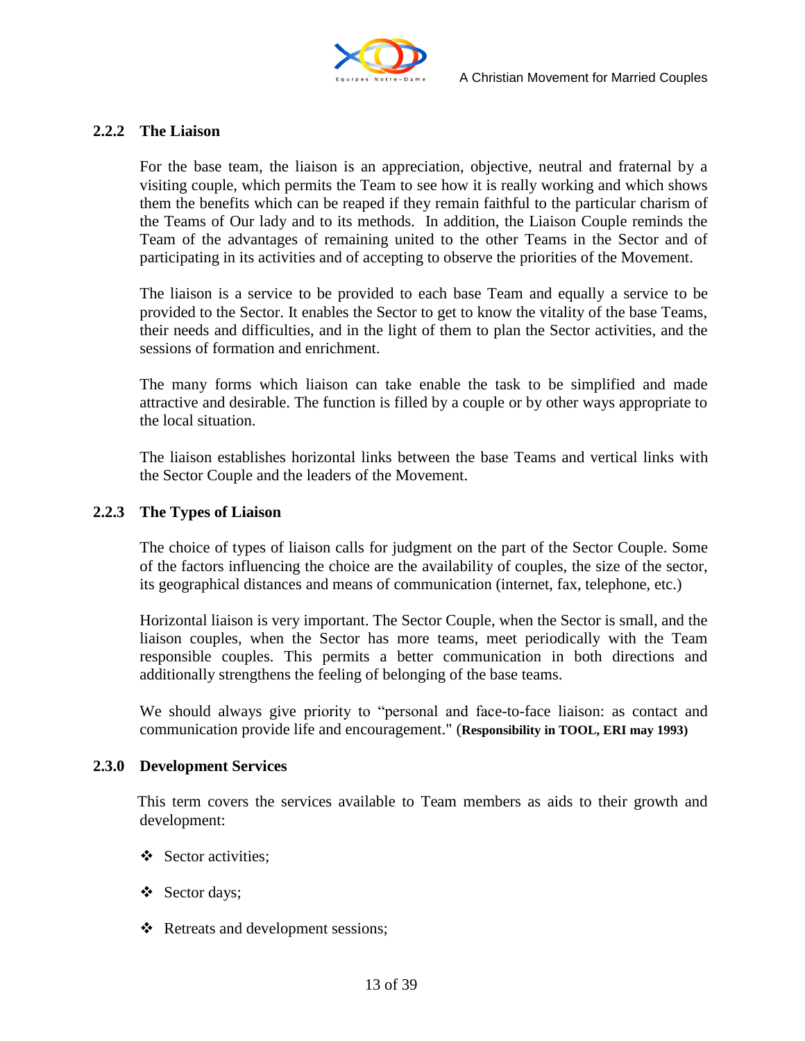### 2.2.2 The Liaison

For the base team, the liaison is an appreciation, objective, neutral and fraternal by a visiting couple, which permits the Team to see how it is really working and which shows them the benefits which can be reaped if they remain faithful to the particular charism of the Teams of Our lady and to its methods. In addition, the Liaison Couple reminds the Team of the advantages of remaining united to the other Teams in the Sector and of participating in its activities and of accepting to observe the priorities of the Movement.

The liaison is a service to be provided to each base Team and equally a service to be provided to the Sector. It enables the Sector to get to know the vitality of the base Teams, their needs and difficulties, and in the light of them to plan the Sector activities, and the sessions of formation and enrichment.

The many forms which liaison can take enable the task to be simplified and made attractive and desirable. The function is filled by a couple or by other ways appropriate to the local situation.

The liaison establishes horizontal links between the base Teams and vertical links with the Sector Couple and the leaders of the Movement.

### 2.2.3 The Types of Liaison

The choice of types of liaison calls for judgment on the part of the Sector Couple. Some of the factors influencing the choice are the availability of couples, the size of the sector, its geographical distances and means of communication (internet, fax, telephone, etc.)

Horizontal liaison is very important. The Sector Couple, when the Sector is small, and the liaison couples, when the Sector has more teams, meet periodically with the Team responsible couples. This permits a better communication in both directions and additionally strengthens the feeling of belonging of the base teams.

We should always give priority to "personal and face-to-face liaison: as contact and communication provide life and encouragement." (**Responsibility in TOOL, ERI may 1993)**

### 2.3.0 Development Services

This term covers the services available to Team members as aids to their growth and development:

- Sector activities;
- Sector days;
- Retreats and development sessions;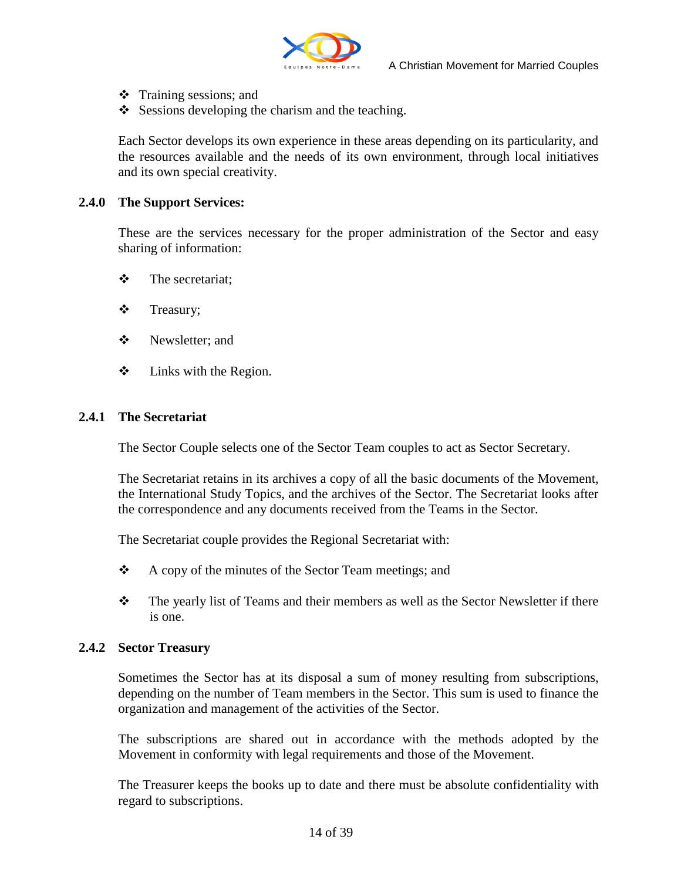- Training sessions; and
- Sessions developing the charism and the teaching.

Each Sector develops its own experience in these areas depending on its particularity, and the resources available and the needs of its own environment, through local initiatives and its own special creativity.

### 2.4.0 The Support Services:

These are the services necessary for the proper administration of the Sector and easy sharing of information:

- The secretariat;
- Treasury;
- Newsletter; and
- Links with the Region.

### 2.4.1 The Secretariat

The Sector Couple selects one of the Sector Team couples to act as Sector Secretary.

The Secretariat retains in its archives a copy of all the basic documents of the Movement, the International Study Topics, and the archives of the Sector. The Secretariat looks after the correspondence and any documents received from the Teams in the Sector.

The Secretariat couple provides the Regional Secretariat with:

- A copy of the minutes of the Sector Team meetings; and
- The yearly list of Teams and their members as well as the Sector Newsletter if there is one.

### 2.4.2 Sector Treasury

Sometimes the Sector has at its disposal a sum of money resulting from subscriptions, depending on the number of Team members in the Sector. This sum is used to finance the organization and management of the activities of the Sector.

The subscriptions are shared out in accordance with the methods adopted by the Movement in conformity with legal requirements and those of the Movement.

The Treasurer keeps the books up to date and there must be absolute confidentiality with regard to subscriptions.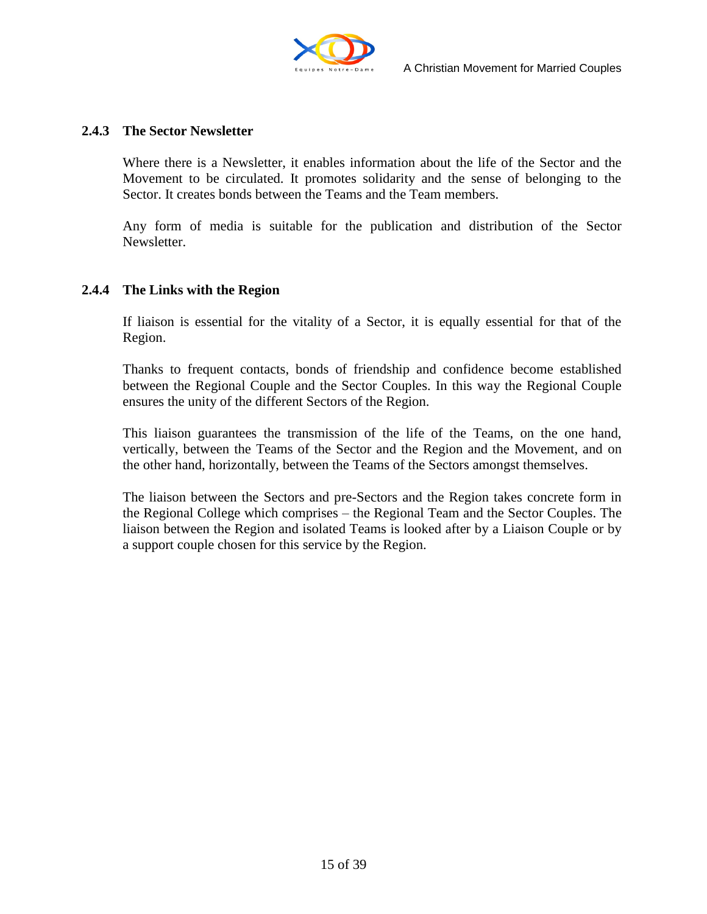### 2.4.3 The Sector Newsletter

Where there is a Newsletter, it enables information about the life of the Sector and the Movement to be circulated. It promotes solidarity and the sense of belonging to the Sector. It creates bonds between the Teams and the Team members.

Any form of media is suitable for the publication and distribution of the Sector Newsletter.

### 2.4.4 The Links with the Region

If liaison is essential for the vitality of a Sector, it is equally essential for that of the Region.

Thanks to frequent contacts, bonds of friendship and confidence become established between the Regional Couple and the Sector Couples. In this way the Regional Couple ensures the unity of the different Sectors of the Region.

This liaison guarantees the transmission of the life of the Teams, on the one hand, vertically, between the Teams of the Sector and the Region and the Movement, and on the other hand, horizontally, between the Teams of the Sectors amongst themselves.

The liaison between the Sectors and pre-Sectors and the Region takes concrete form in the Regional College which comprises – the Regional Team and the Sector Couples. The liaison between the Region and isolated Teams is looked after by a Liaison Couple or by a support couple chosen for this service by the Region.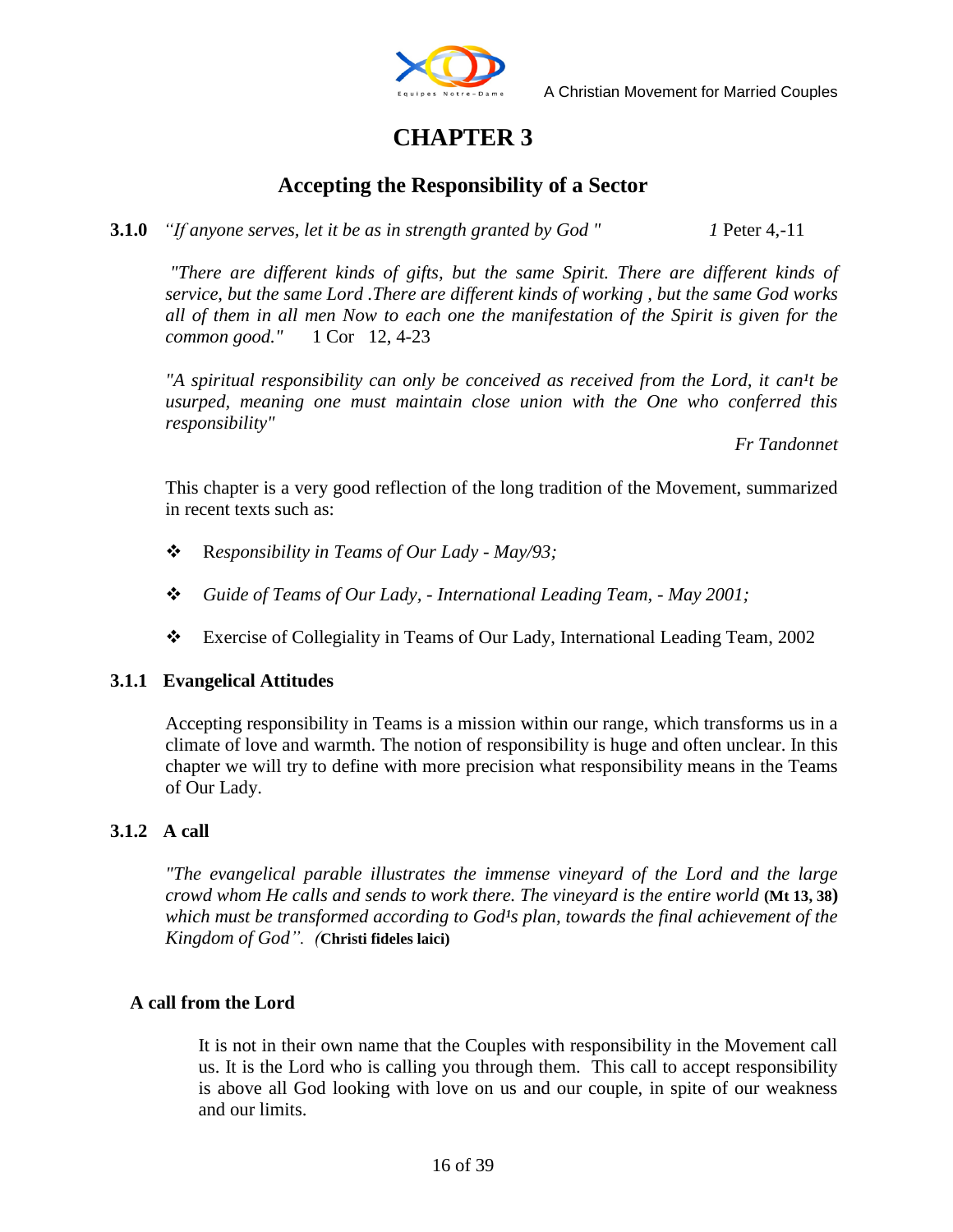# CHAPTER 3

## Accepting the Responsibility of a Sector

**3.1.0** *"If anyone serves, let it be as in strength granted by God "* *1* Peter 4,-11

*"There are different kinds of gifts, but the same Spirit. There are different kinds of service, but the same Lord .There are different kinds of working , but the same God works all of them in all men Now to each one the manifestation of the Spirit is given for the common good."* 1 Cor 12, 4-23

*"A spiritual responsibility can only be conceived as received from the Lord, it can¹t be usurped, meaning one must maintain close union with the One who conferred this responsibility"*

*Fr Tandonnet*

This chapter is a very good reflection of the long tradition of the Movement, summarized in recent texts such as:

- R*esponsibility in Teams of Our Lady - May/93;*
- *Guide of Teams of Our Lady, - International Leading Team, - May 2001;*
- Exercise of Collegiality in Teams of Our Lady, International Leading Team, 2002

### 3.1.1 Evangelical Attitudes

Accepting responsibility in Teams is a mission within our range, which transforms us in a climate of love and warmth. The notion of responsibility is huge and often unclear. In this chapter we will try to define with more precision what responsibility means in the Teams of Our Lady.

### 3.1.2 A call

*"The evangelical parable illustrates the immense vineyard of the Lord and the large crowd whom He calls and sends to work there. The vineyard is the entire world* **(Mt 13, 38)** *which must be transformed according to God¹s plan, towards the final achievement of the Kingdom of God". (***Christi fideles laici)**

#### A call from the Lord

It is not in their own name that the Couples with responsibility in the Movement call us. It is the Lord who is calling you through them. This call to accept responsibility is above all God looking with love on us and our couple, in spite of our weakness and our limits.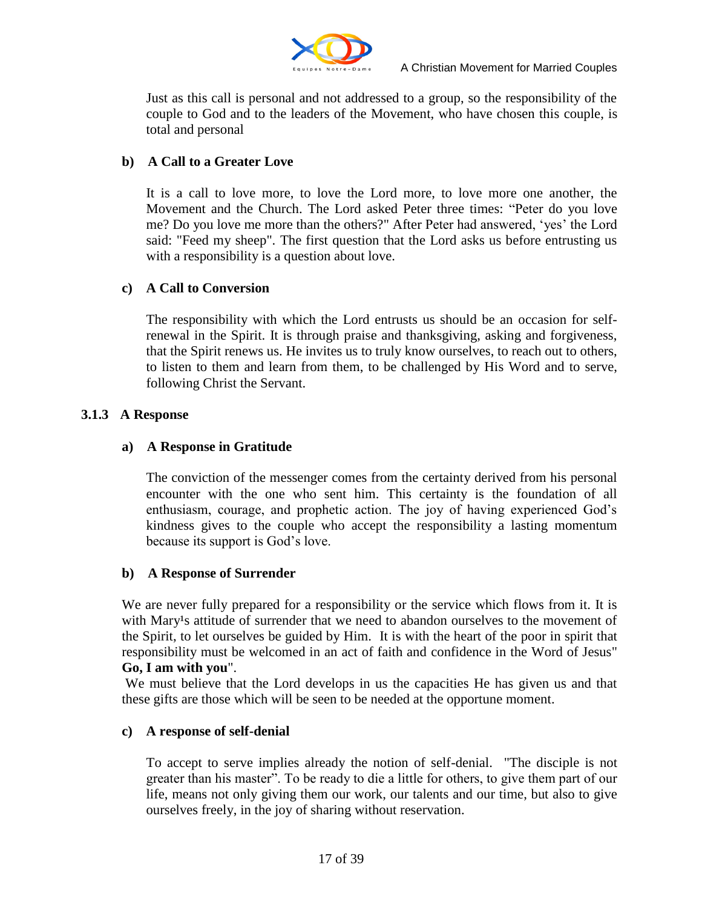Just as this call is personal and not addressed to a group, so the responsibility of the couple to God and to the leaders of the Movement, who have chosen this couple, is total and personal

**b) A Call to a Greater Love**

It is a call to love more, to love the Lord more, to love more one another, the Movement and the Church. The Lord asked Peter three times: "Peter do you love me? Do you love me more than the others?" After Peter had answered, 'yes' the Lord said: "Feed my sheep". The first question that the Lord asks us before entrusting us with a responsibility is a question about love.

**c) A Call to Conversion**

The responsibility with which the Lord entrusts us should be an occasion for self-renewal in the Spirit. It is through praise and thanksgiving, asking and forgiveness, that the Spirit renews us. He invites us to truly know ourselves, to reach out to others, to listen to them and learn from them, to be challenged by His Word and to serve, following Christ the Servant.

### 3.1.3 A Response

**a) A Response in Gratitude**

The conviction of the messenger comes from the certainty derived from his personal encounter with the one who sent him. This certainty is the foundation of all enthusiasm, courage, and prophetic action. The joy of having experienced God's kindness gives to the couple who accept the responsibility a lasting momentum because its support is God's love.

**b) A Response of Surrender**

We are never fully prepared for a responsibility or the service which flows from it. It is with Mary¹s attitude of surrender that we need to abandon ourselves to the movement of the Spirit, to let ourselves be guided by Him. It is with the heart of the poor in spirit that responsibility must be welcomed in an act of faith and confidence in the Word of Jesus" **Go, I am with you**".

We must believe that the Lord develops in us the capacities He has given us and that these gifts are those which will be seen to be needed at the opportune moment.

**c) A response of self-denial**

To accept to serve implies already the notion of self-denial. "The disciple is not greater than his master". To be ready to die a little for others, to give them part of our life, means not only giving them our work, our talents and our time, but also to give ourselves freely, in the joy of sharing without reservation.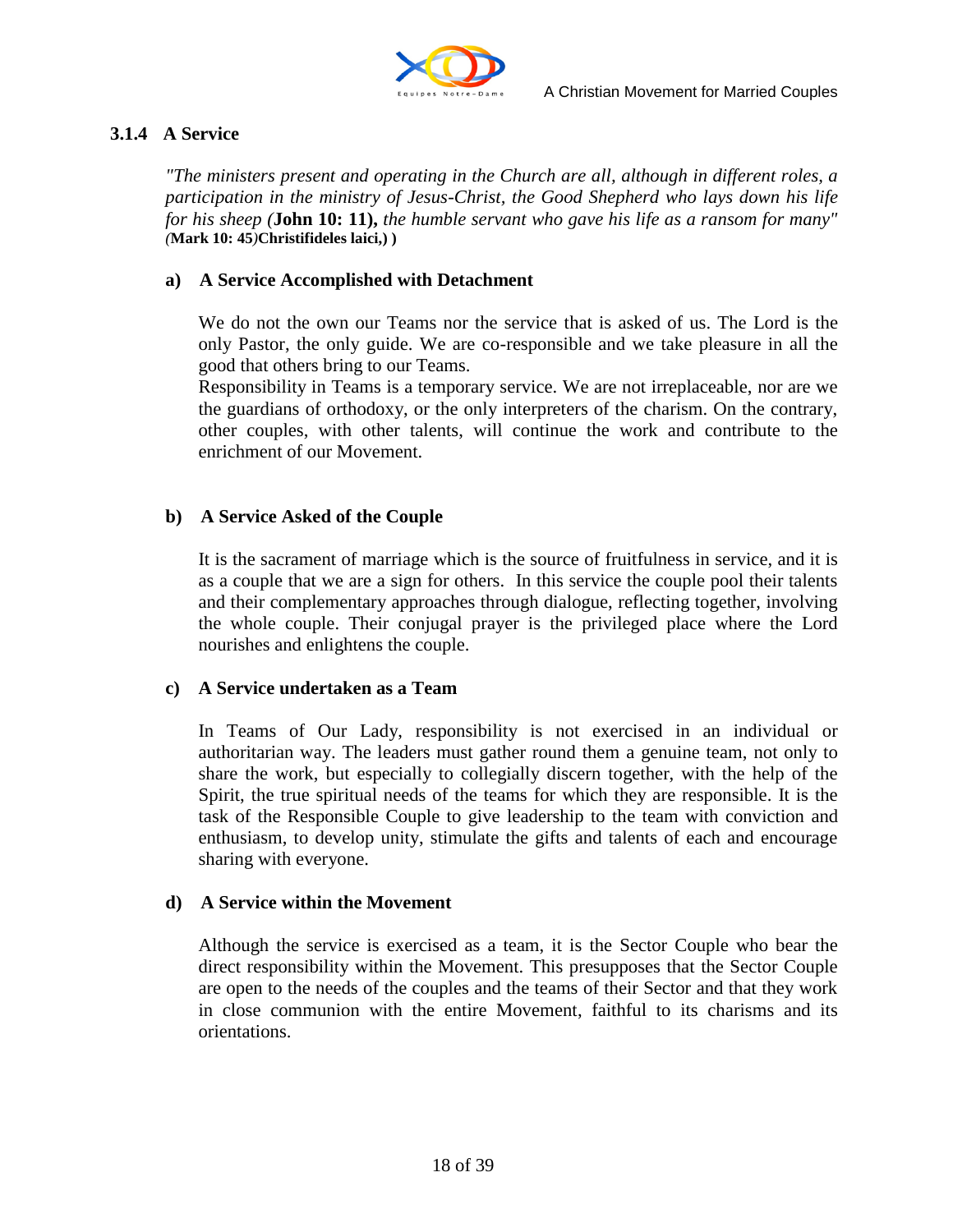### 3.1.4 A Service

*"The ministers present and operating in the Church are all, although in different roles, a participation in the ministry of Jesus-Christ, the Good Shepherd who lays down his life for his sheep (***John 10: 11),** *the humble servant who gave his life as a ransom for many" (***Mark 10: 45***)***Christifideles laici,) )**

#### a) A Service Accomplished with Detachment

We do not the own our Teams nor the service that is asked of us. The Lord is the only Pastor, the only guide. We are co-responsible and we take pleasure in all the good that others bring to our Teams.
Responsibility in Teams is a temporary service. We are not irreplaceable, nor are we the guardians of orthodoxy, or the only interpreters of the charism. On the contrary, other couples, with other talents, will continue the work and contribute to the enrichment of our Movement.

#### b) A Service Asked of the Couple

It is the sacrament of marriage which is the source of fruitfulness in service, and it is as a couple that we are a sign for others. In this service the couple pool their talents and their complementary approaches through dialogue, reflecting together, involving the whole couple. Their conjugal prayer is the privileged place where the Lord nourishes and enlightens the couple.

#### c) A Service undertaken as a Team

In Teams of Our Lady, responsibility is not exercised in an individual or authoritarian way. The leaders must gather round them a genuine team, not only to share the work, but especially to collegially discern together, with the help of the Spirit, the true spiritual needs of the teams for which they are responsible. It is the task of the Responsible Couple to give leadership to the team with conviction and enthusiasm, to develop unity, stimulate the gifts and talents of each and encourage sharing with everyone.

#### d) A Service within the Movement

Although the service is exercised as a team, it is the Sector Couple who bear the direct responsibility within the Movement. This presupposes that the Sector Couple are open to the needs of the couples and the teams of their Sector and that they work in close communion with the entire Movement, faithful to its charisms and its orientations.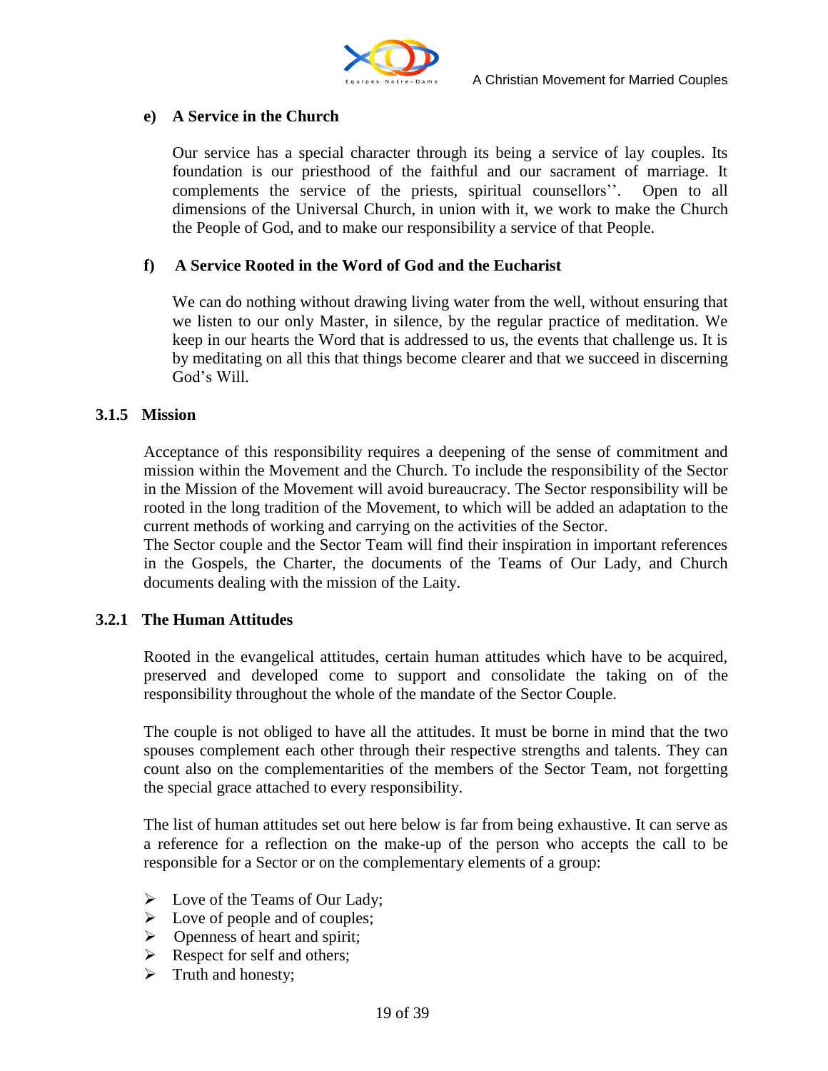#### e) A Service in the Church

Our service has a special character through its being a service of lay couples. Its foundation is our priesthood of the faithful and our sacrament of marriage. It complements the service of the priests, spiritual counsellors''. Open to all dimensions of the Universal Church, in union with it, we work to make the Church the People of God, and to make our responsibility a service of that People.

#### f) A Service Rooted in the Word of God and the Eucharist

We can do nothing without drawing living water from the well, without ensuring that we listen to our only Master, in silence, by the regular practice of meditation. We keep in our hearts the Word that is addressed to us, the events that challenge us. It is by meditating on all this that things become clearer and that we succeed in discerning God's Will.

### 3.1.5 Mission

Acceptance of this responsibility requires a deepening of the sense of commitment and mission within the Movement and the Church. To include the responsibility of the Sector in the Mission of the Movement will avoid bureaucracy. The Sector responsibility will be rooted in the long tradition of the Movement, to which will be added an adaptation to the current methods of working and carrying on the activities of the Sector.
The Sector couple and the Sector Team will find their inspiration in important references in the Gospels, the Charter, the documents of the Teams of Our Lady, and Church documents dealing with the mission of the Laity.

### 3.2.1 The Human Attitudes

Rooted in the evangelical attitudes, certain human attitudes which have to be acquired, preserved and developed come to support and consolidate the taking on of the responsibility throughout the whole of the mandate of the Sector Couple.

The couple is not obliged to have all the attitudes. It must be borne in mind that the two spouses complement each other through their respective strengths and talents. They can count also on the complementarities of the members of the Sector Team, not forgetting the special grace attached to every responsibility.

The list of human attitudes set out here below is far from being exhaustive. It can serve as a reference for a reflection on the make-up of the person who accepts the call to be responsible for a Sector or on the complementary elements of a group:

- Love of the Teams of Our Lady;
- Love of people and of couples;
- Openness of heart and spirit;
- Respect for self and others;
- Truth and honesty;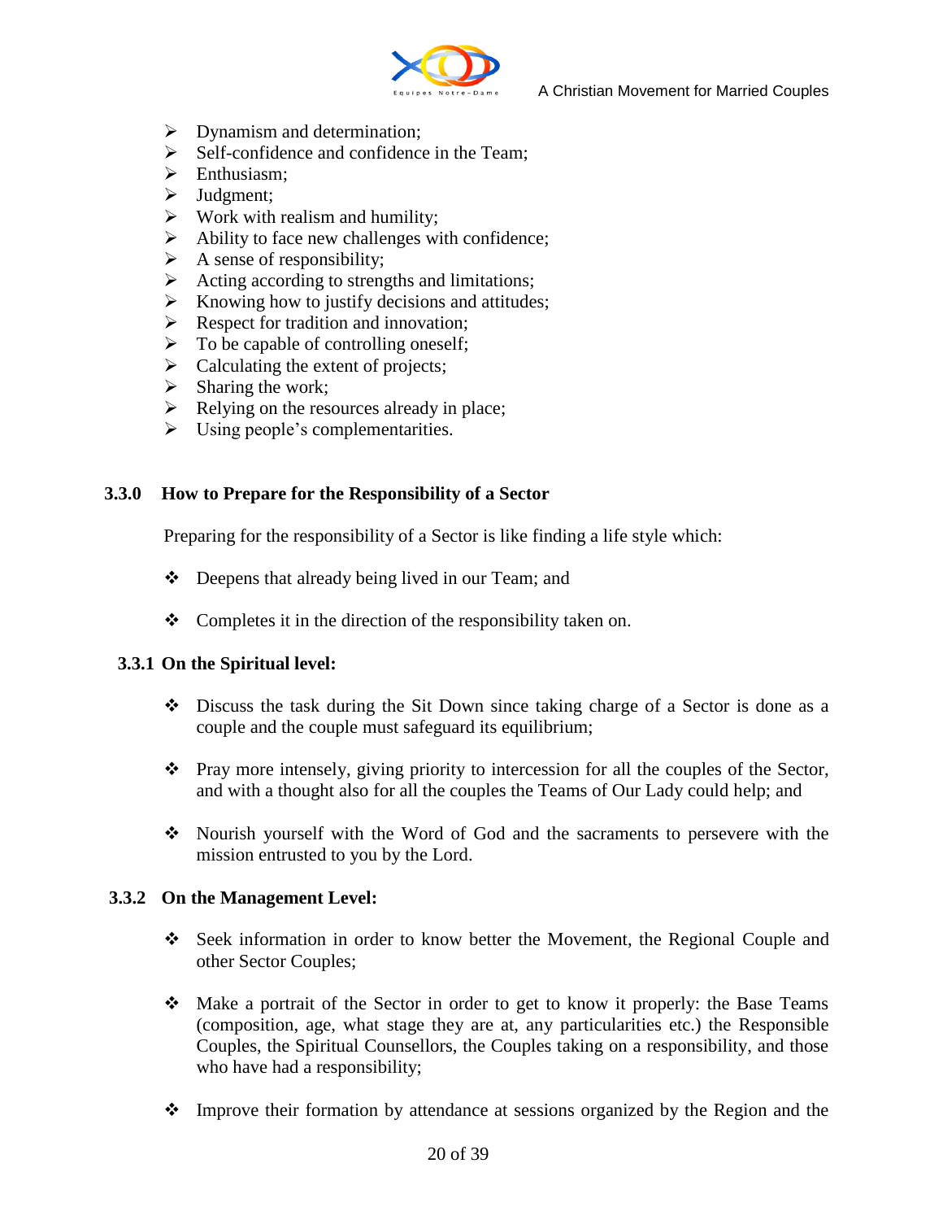- Dynamism and determination;
- Self-confidence and confidence in the Team;
- Enthusiasm;
- Judgment;
- Work with realism and humility;
- Ability to face new challenges with confidence;
- A sense of responsibility;
- Acting according to strengths and limitations;
- Knowing how to justify decisions and attitudes;
- Respect for tradition and innovation;
- To be capable of controlling oneself;
- Calculating the extent of projects;
- Sharing the work;
- Relying on the resources already in place;
- Using people's complementarities.

### 3.3.0 How to Prepare for the Responsibility of a Sector

Preparing for the responsibility of a Sector is like finding a life style which:

- Deepens that already being lived in our Team; and
- Completes it in the direction of the responsibility taken on.

#### 3.3.1 On the Spiritual level:

- Discuss the task during the Sit Down since taking charge of a Sector is done as a couple and the couple must safeguard its equilibrium;
- Pray more intensely, giving priority to intercession for all the couples of the Sector, and with a thought also for all the couples the Teams of Our Lady could help; and
- Nourish yourself with the Word of God and the sacraments to persevere with the mission entrusted to you by the Lord.

#### 3.3.2 On the Management Level:

- Seek information in order to know better the Movement, the Regional Couple and other Sector Couples;
- Make a portrait of the Sector in order to get to know it properly: the Base Teams (composition, age, what stage they are at, any particularities etc.) the Responsible Couples, the Spiritual Counsellors, the Couples taking on a responsibility, and those who have had a responsibility;
- Improve their formation by attendance at sessions organized by the Region and the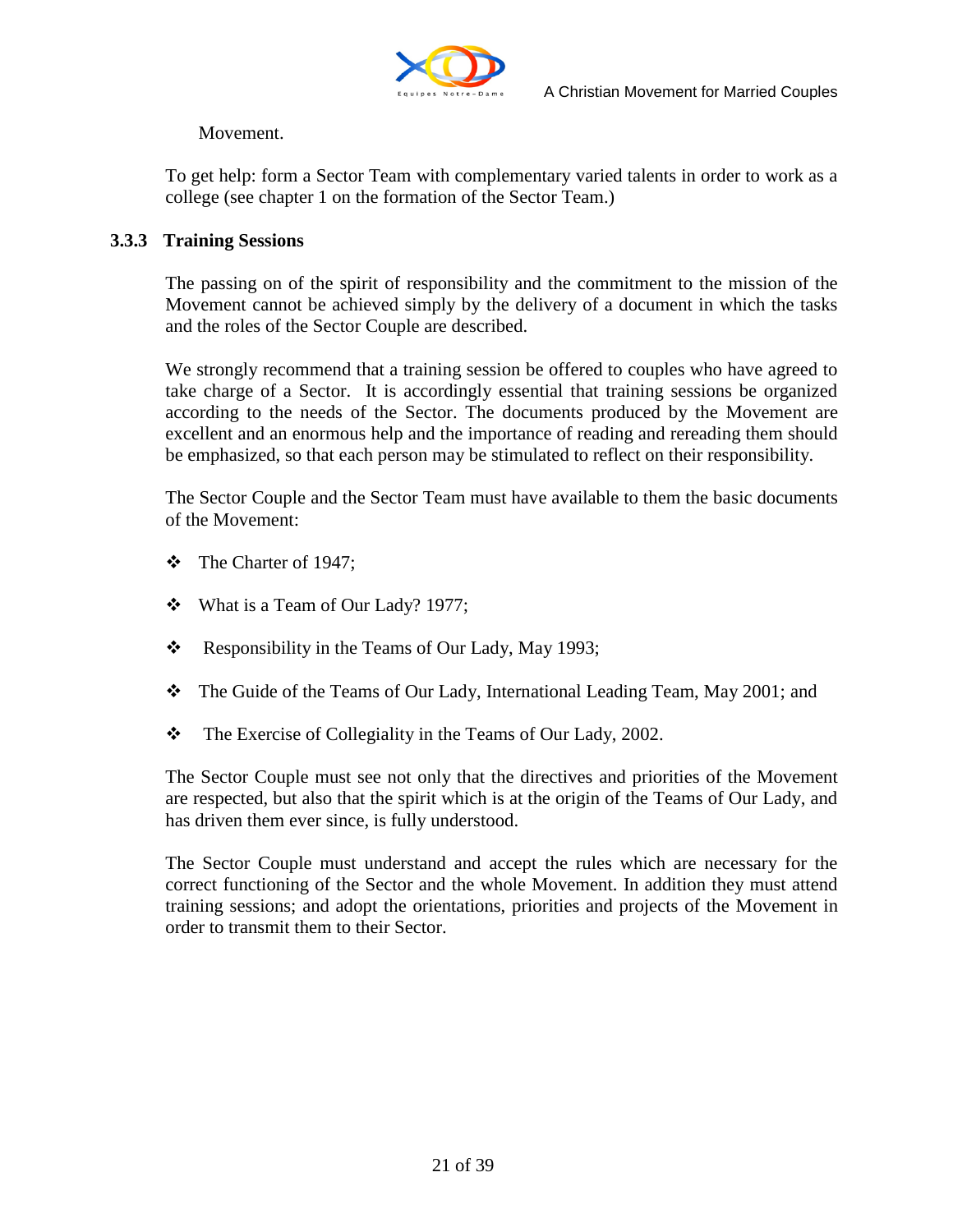Movement.

To get help: form a Sector Team with complementary varied talents in order to work as a college (see chapter 1 on the formation of the Sector Team.)

### 3.3.3 Training Sessions

The passing on of the spirit of responsibility and the commitment to the mission of the Movement cannot be achieved simply by the delivery of a document in which the tasks and the roles of the Sector Couple are described.

We strongly recommend that a training session be offered to couples who have agreed to take charge of a Sector. It is accordingly essential that training sessions be organized according to the needs of the Sector. The documents produced by the Movement are excellent and an enormous help and the importance of reading and rereading them should be emphasized, so that each person may be stimulated to reflect on their responsibility.

The Sector Couple and the Sector Team must have available to them the basic documents of the Movement:

- The Charter of 1947;
- What is a Team of Our Lady? 1977;
- Responsibility in the Teams of Our Lady, May 1993;
- The Guide of the Teams of Our Lady, International Leading Team, May 2001; and
- The Exercise of Collegiality in the Teams of Our Lady, 2002.

The Sector Couple must see not only that the directives and priorities of the Movement are respected, but also that the spirit which is at the origin of the Teams of Our Lady, and has driven them ever since, is fully understood.

The Sector Couple must understand and accept the rules which are necessary for the correct functioning of the Sector and the whole Movement. In addition they must attend training sessions; and adopt the orientations, priorities and projects of the Movement in order to transmit them to their Sector.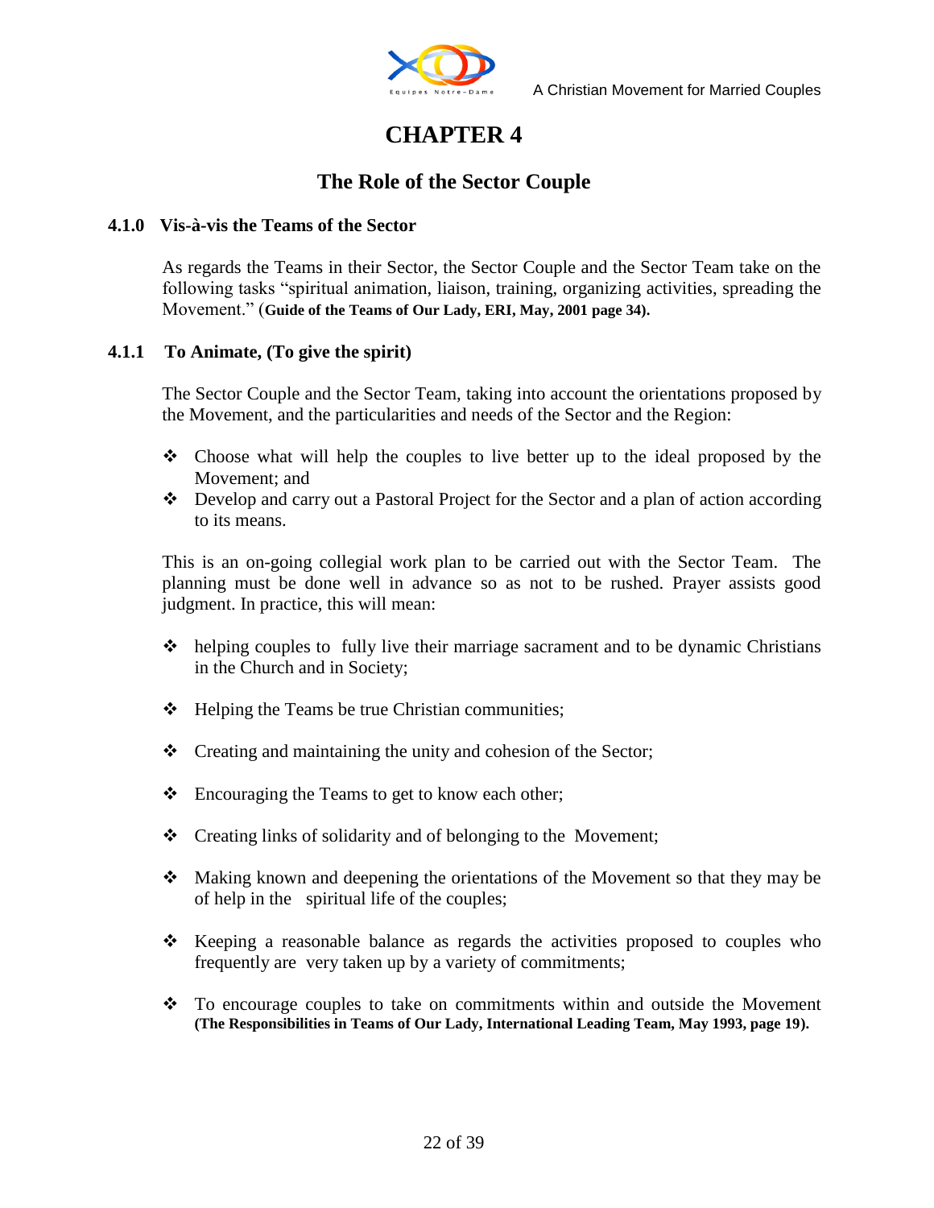# CHAPTER 4

## The Role of the Sector Couple

### 4.1.0 Vis-à-vis the Teams of the Sector

As regards the Teams in their Sector, the Sector Couple and the Sector Team take on the following tasks "spiritual animation, liaison, training, organizing activities, spreading the Movement." (**Guide of the Teams of Our Lady, ERI, May, 2001 page 34).**

### 4.1.1 To Animate, (To give the spirit)

The Sector Couple and the Sector Team, taking into account the orientations proposed by the Movement, and the particularities and needs of the Sector and the Region:

- Choose what will help the couples to live better up to the ideal proposed by the Movement; and
- Develop and carry out a Pastoral Project for the Sector and a plan of action according to its means.

This is an on-going collegial work plan to be carried out with the Sector Team. The planning must be done well in advance so as not to be rushed. Prayer assists good judgment. In practice, this will mean:

- helping couples to fully live their marriage sacrament and to be dynamic Christians in the Church and in Society;
- Helping the Teams be true Christian communities;
- Creating and maintaining the unity and cohesion of the Sector;
- Encouraging the Teams to get to know each other;
- Creating links of solidarity and of belonging to the Movement;
- Making known and deepening the orientations of the Movement so that they may be of help in the spiritual life of the couples;
- Keeping a reasonable balance as regards the activities proposed to couples who frequently are very taken up by a variety of commitments;
- To encourage couples to take on commitments within and outside the Movement **(The Responsibilities in Teams of Our Lady, International Leading Team, May 1993, page 19).**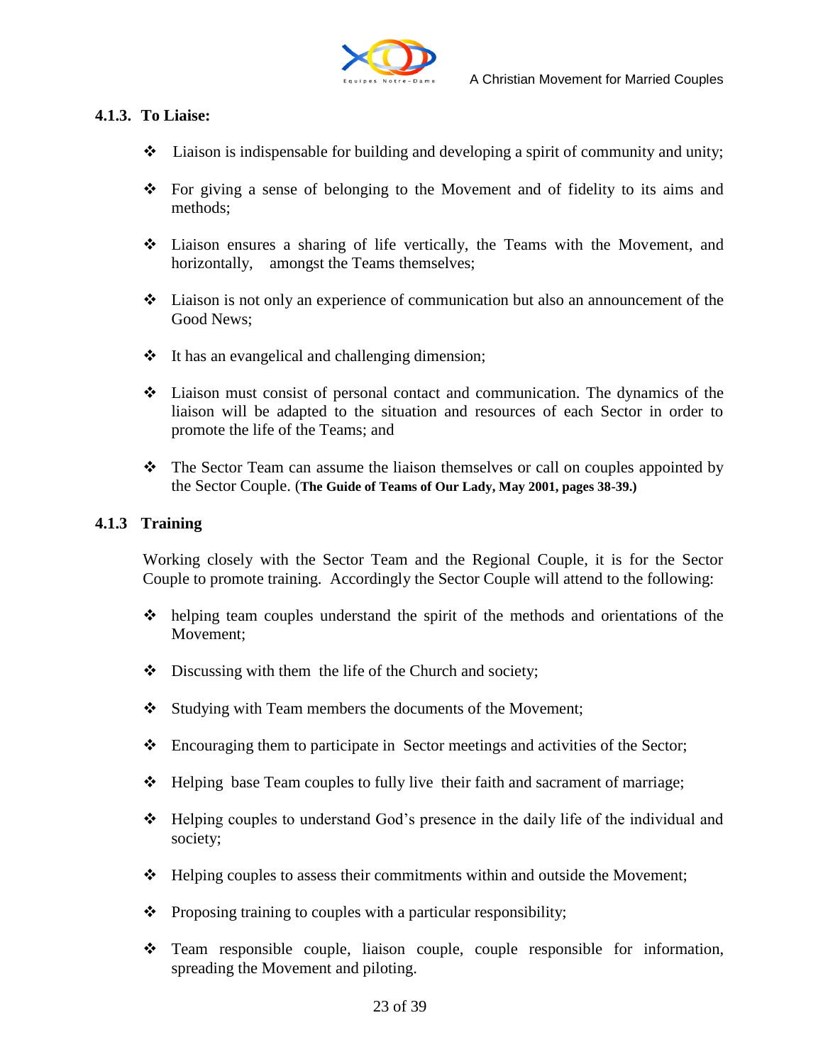### 4.1.3. To Liaise:

- Liaison is indispensable for building and developing a spirit of community and unity;
- For giving a sense of belonging to the Movement and of fidelity to its aims and methods;
- Liaison ensures a sharing of life vertically, the Teams with the Movement, and horizontally, amongst the Teams themselves;
- Liaison is not only an experience of communication but also an announcement of the Good News;
- It has an evangelical and challenging dimension;
- Liaison must consist of personal contact and communication. The dynamics of the liaison will be adapted to the situation and resources of each Sector in order to promote the life of the Teams; and
- The Sector Team can assume the liaison themselves or call on couples appointed by the Sector Couple. (**The Guide of Teams of Our Lady, May 2001, pages 38-39.)**

### 4.1.3 Training

Working closely with the Sector Team and the Regional Couple, it is for the Sector Couple to promote training. Accordingly the Sector Couple will attend to the following:

- helping team couples understand the spirit of the methods and orientations of the Movement;
- Discussing with them the life of the Church and society;
- Studying with Team members the documents of the Movement;
- Encouraging them to participate in Sector meetings and activities of the Sector;
- Helping base Team couples to fully live their faith and sacrament of marriage;
- Helping couples to understand God's presence in the daily life of the individual and society;
- Helping couples to assess their commitments within and outside the Movement;
- Proposing training to couples with a particular responsibility;
- Team responsible couple, liaison couple, couple responsible for information, spreading the Movement and piloting.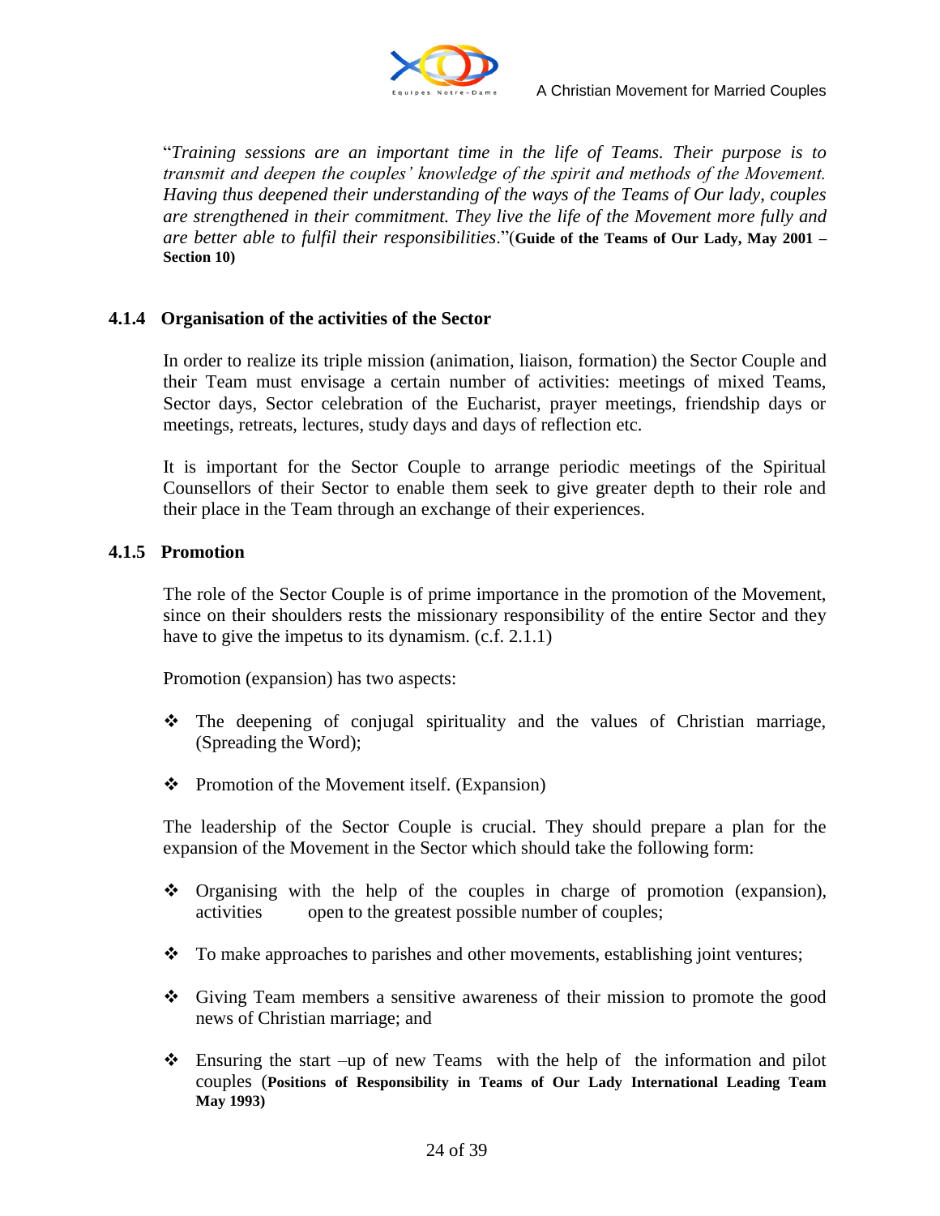"*Training sessions are an important time in the life of Teams. Their purpose is to transmit and deepen the couples' knowledge of the spirit and methods of the Movement. Having thus deepened their understanding of the ways of the Teams of Our lady, couples are strengthened in their commitment. They live the life of the Movement more fully and are better able to fulfil their responsibilities*."(**Guide of the Teams of Our Lady, May 2001 – Section 10)**

### 4.1.4 Organisation of the activities of the Sector

In order to realize its triple mission (animation, liaison, formation) the Sector Couple and their Team must envisage a certain number of activities: meetings of mixed Teams, Sector days, Sector celebration of the Eucharist, prayer meetings, friendship days or meetings, retreats, lectures, study days and days of reflection etc.

It is important for the Sector Couple to arrange periodic meetings of the Spiritual Counsellors of their Sector to enable them seek to give greater depth to their role and their place in the Team through an exchange of their experiences.

### 4.1.5 Promotion

The role of the Sector Couple is of prime importance in the promotion of the Movement, since on their shoulders rests the missionary responsibility of the entire Sector and they have to give the impetus to its dynamism. (c.f. 2.1.1)

Promotion (expansion) has two aspects:

- ❖ The deepening of conjugal spirituality and the values of Christian marriage, (Spreading the Word);
- ❖ Promotion of the Movement itself. (Expansion)

The leadership of the Sector Couple is crucial. They should prepare a plan for the expansion of the Movement in the Sector which should take the following form:

- ❖ Organising with the help of the couples in charge of promotion (expansion), activities open to the greatest possible number of couples;
- ❖ To make approaches to parishes and other movements, establishing joint ventures;
- ❖ Giving Team members a sensitive awareness of their mission to promote the good news of Christian marriage; and
- ❖ Ensuring the start –up of new Teams with the help of the information and pilot couples (**Positions of Responsibility in Teams of Our Lady International Leading Team May 1993)**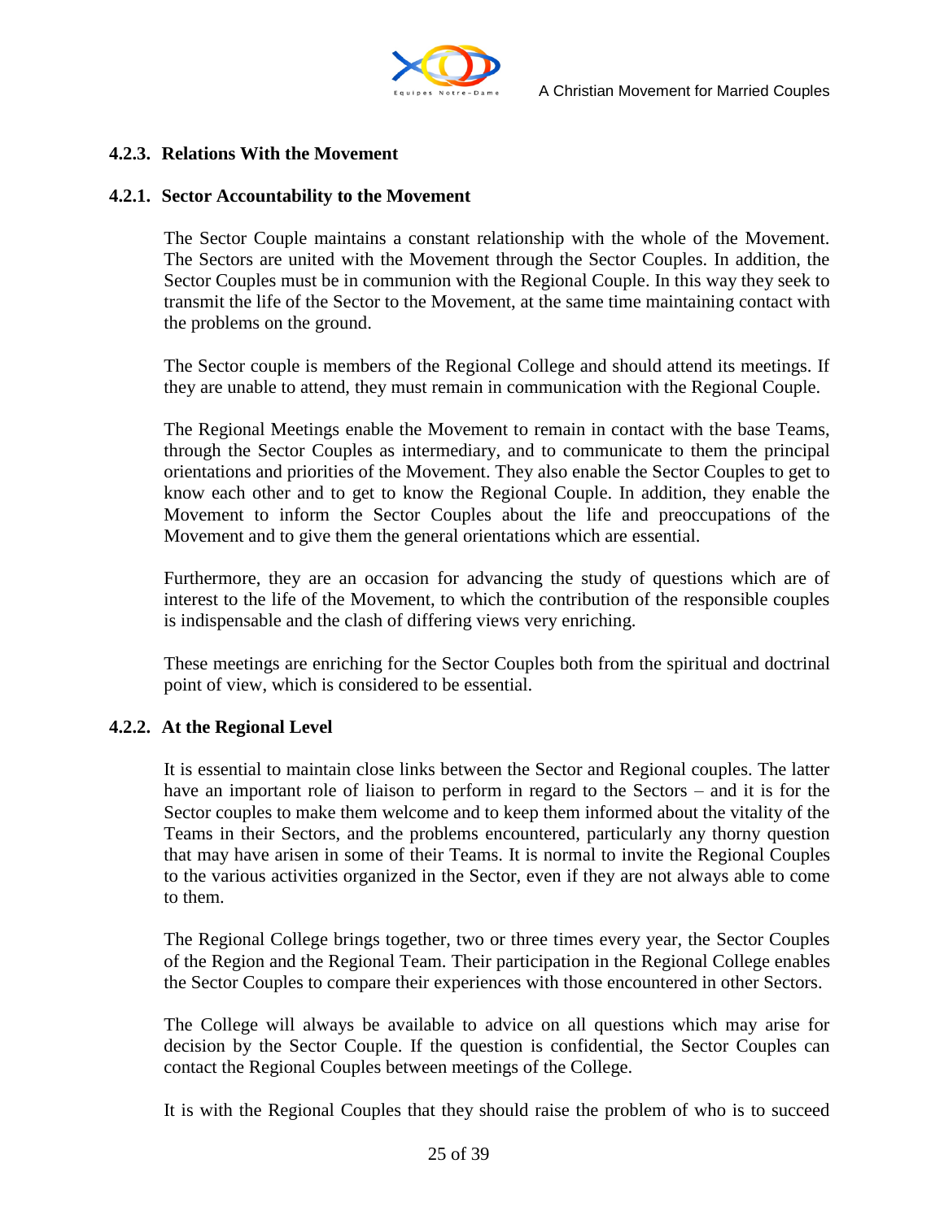### 4.2.3. Relations With the Movement

### 4.2.1. Sector Accountability to the Movement

The Sector Couple maintains a constant relationship with the whole of the Movement. The Sectors are united with the Movement through the Sector Couples. In addition, the Sector Couples must be in communion with the Regional Couple. In this way they seek to transmit the life of the Sector to the Movement, at the same time maintaining contact with the problems on the ground.

The Sector couple is members of the Regional College and should attend its meetings. If they are unable to attend, they must remain in communication with the Regional Couple.

The Regional Meetings enable the Movement to remain in contact with the base Teams, through the Sector Couples as intermediary, and to communicate to them the principal orientations and priorities of the Movement. They also enable the Sector Couples to get to know each other and to get to know the Regional Couple. In addition, they enable the Movement to inform the Sector Couples about the life and preoccupations of the Movement and to give them the general orientations which are essential.

Furthermore, they are an occasion for advancing the study of questions which are of interest to the life of the Movement, to which the contribution of the responsible couples is indispensable and the clash of differing views very enriching.

These meetings are enriching for the Sector Couples both from the spiritual and doctrinal point of view, which is considered to be essential.

### 4.2.2. At the Regional Level

It is essential to maintain close links between the Sector and Regional couples. The latter have an important role of liaison to perform in regard to the Sectors – and it is for the Sector couples to make them welcome and to keep them informed about the vitality of the Teams in their Sectors, and the problems encountered, particularly any thorny question that may have arisen in some of their Teams. It is normal to invite the Regional Couples to the various activities organized in the Sector, even if they are not always able to come to them.

The Regional College brings together, two or three times every year, the Sector Couples of the Region and the Regional Team. Their participation in the Regional College enables the Sector Couples to compare their experiences with those encountered in other Sectors.

The College will always be available to advice on all questions which may arise for decision by the Sector Couple. If the question is confidential, the Sector Couples can contact the Regional Couples between meetings of the College.

It is with the Regional Couples that they should raise the problem of who is to succeed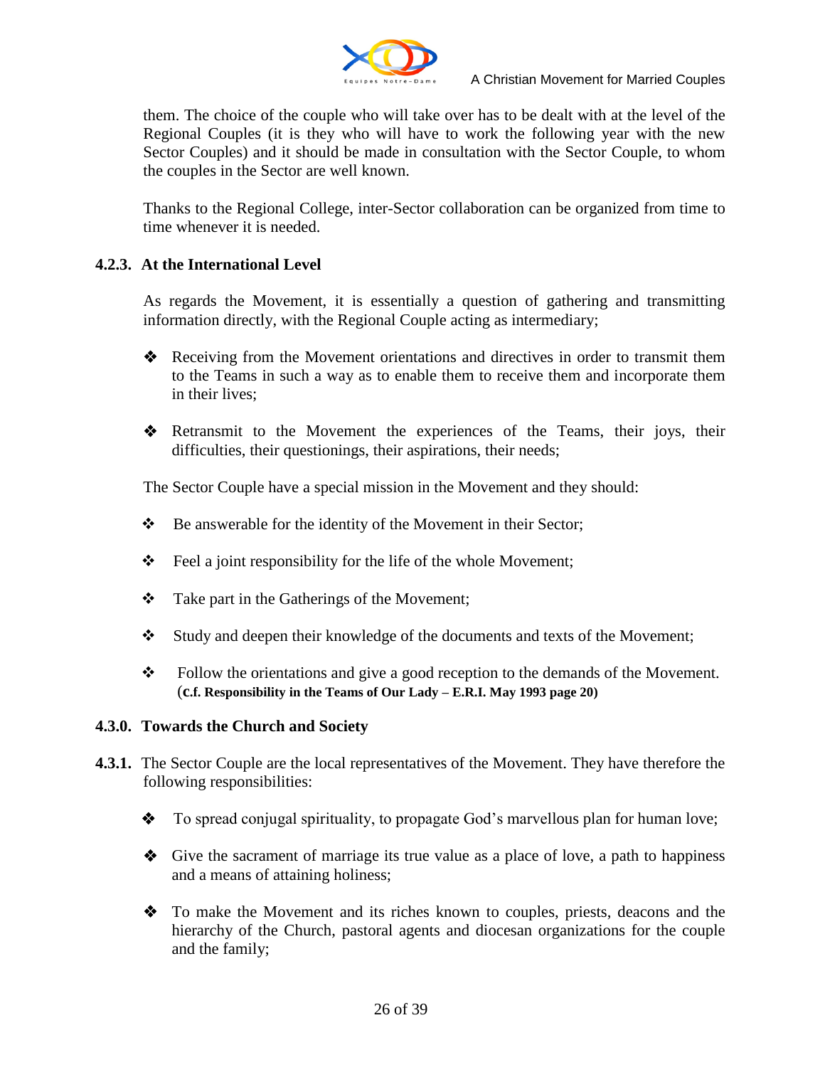them. The choice of the couple who will take over has to be dealt with at the level of the Regional Couples (it is they who will have to work the following year with the new Sector Couples) and it should be made in consultation with the Sector Couple, to whom the couples in the Sector are well known.

Thanks to the Regional College, inter-Sector collaboration can be organized from time to time whenever it is needed.

### 4.2.3. At the International Level

As regards the Movement, it is essentially a question of gathering and transmitting information directly, with the Regional Couple acting as intermediary;

- Receiving from the Movement orientations and directives in order to transmit them to the Teams in such a way as to enable them to receive them and incorporate them in their lives;
- Retransmit to the Movement the experiences of the Teams, their joys, their difficulties, their questionings, their aspirations, their needs;

The Sector Couple have a special mission in the Movement and they should:

- Be answerable for the identity of the Movement in their Sector;
- Feel a joint responsibility for the life of the whole Movement;
- Take part in the Gatherings of the Movement;
- Study and deepen their knowledge of the documents and texts of the Movement;
- Follow the orientations and give a good reception to the demands of the Movement. **(c.f. Responsibility in the Teams of Our Lady – E.R.I. May 1993 page 20)**

### 4.3.0. Towards the Church and Society

**4.3.1.** The Sector Couple are the local representatives of the Movement. They have therefore the following responsibilities:

- To spread conjugal spirituality, to propagate God's marvellous plan for human love;
- Give the sacrament of marriage its true value as a place of love, a path to happiness and a means of attaining holiness;
- To make the Movement and its riches known to couples, priests, deacons and the hierarchy of the Church, pastoral agents and diocesan organizations for the couple and the family;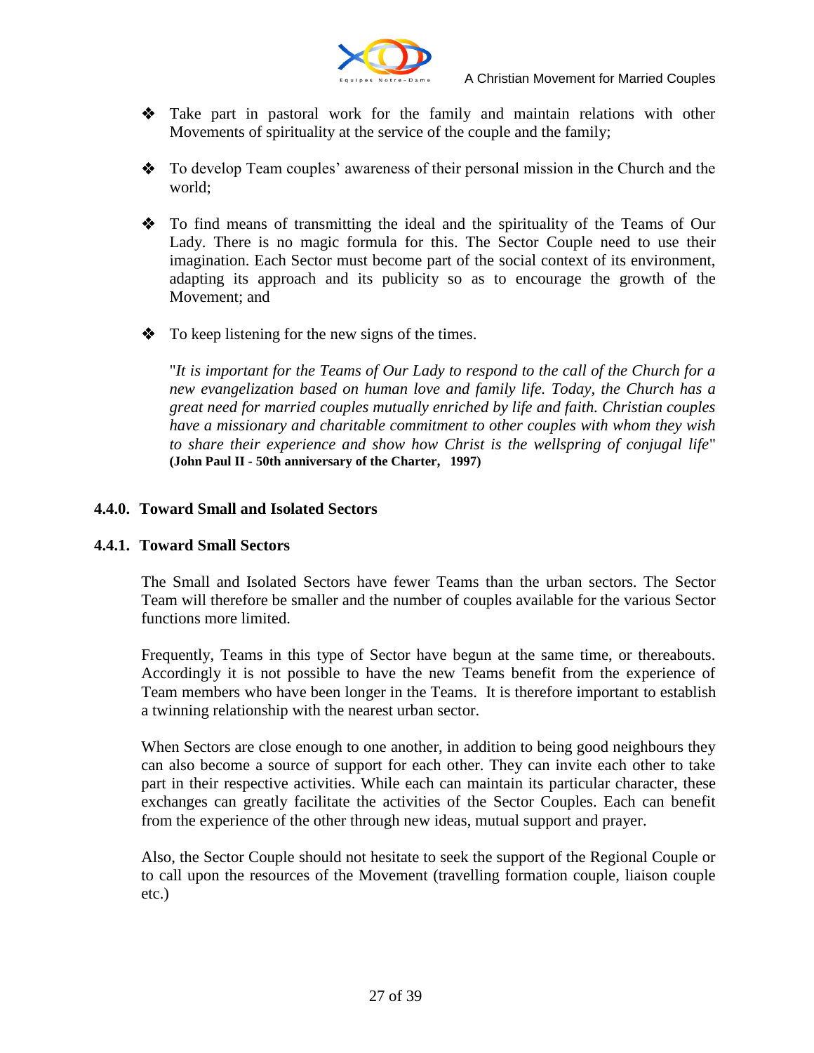- Take part in pastoral work for the family and maintain relations with other Movements of spirituality at the service of the couple and the family;

- To develop Team couples' awareness of their personal mission in the Church and the world;

- To find means of transmitting the ideal and the spirituality of the Teams of Our Lady. There is no magic formula for this. The Sector Couple need to use their imagination. Each Sector must become part of the social context of its environment, adapting its approach and its publicity so as to encourage the growth of the Movement; and

- To keep listening for the new signs of the times.

  "*It is important for the Teams of Our Lady to respond to the call of the Church for a new evangelization based on human love and family life. Today, the Church has a great need for married couples mutually enriched by life and faith. Christian couples have a missionary and charitable commitment to other couples with whom they wish to share their experience and show how Christ is the wellspring of conjugal life*" **(John Paul II - 50th anniversary of the Charter, 1997)**

### 4.4.0. Toward Small and Isolated Sectors

#### 4.4.1. Toward Small Sectors

The Small and Isolated Sectors have fewer Teams than the urban sectors. The Sector Team will therefore be smaller and the number of couples available for the various Sector functions more limited.

Frequently, Teams in this type of Sector have begun at the same time, or thereabouts. Accordingly it is not possible to have the new Teams benefit from the experience of Team members who have been longer in the Teams. It is therefore important to establish a twinning relationship with the nearest urban sector.

When Sectors are close enough to one another, in addition to being good neighbours they can also become a source of support for each other. They can invite each other to take part in their respective activities. While each can maintain its particular character, these exchanges can greatly facilitate the activities of the Sector Couples. Each can benefit from the experience of the other through new ideas, mutual support and prayer.

Also, the Sector Couple should not hesitate to seek the support of the Regional Couple or to call upon the resources of the Movement (travelling formation couple, liaison couple etc.)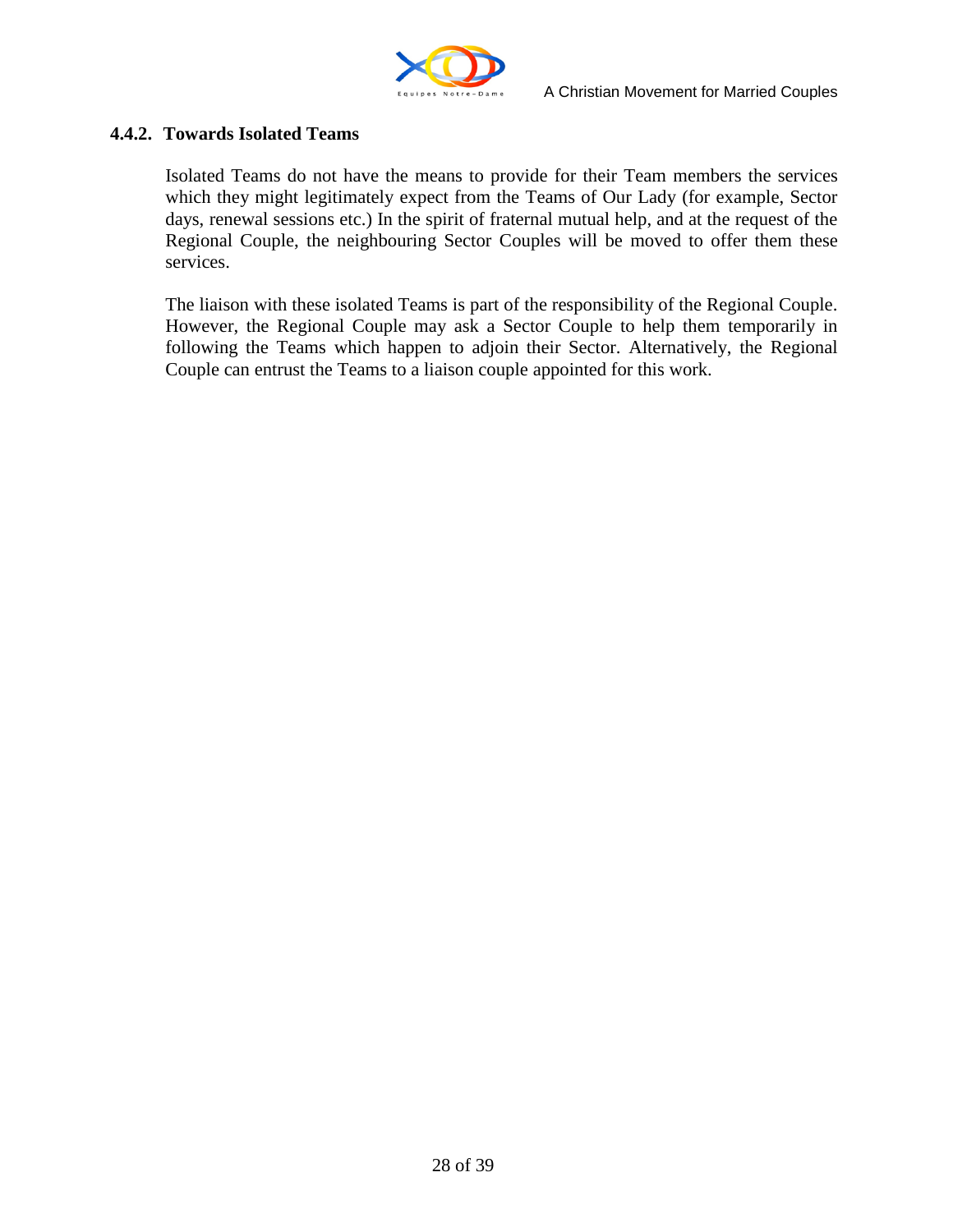### 4.4.2. Towards Isolated Teams

Isolated Teams do not have the means to provide for their Team members the services which they might legitimately expect from the Teams of Our Lady (for example, Sector days, renewal sessions etc.) In the spirit of fraternal mutual help, and at the request of the Regional Couple, the neighbouring Sector Couples will be moved to offer them these services.

The liaison with these isolated Teams is part of the responsibility of the Regional Couple. However, the Regional Couple may ask a Sector Couple to help them temporarily in following the Teams which happen to adjoin their Sector. Alternatively, the Regional Couple can entrust the Teams to a liaison couple appointed for this work.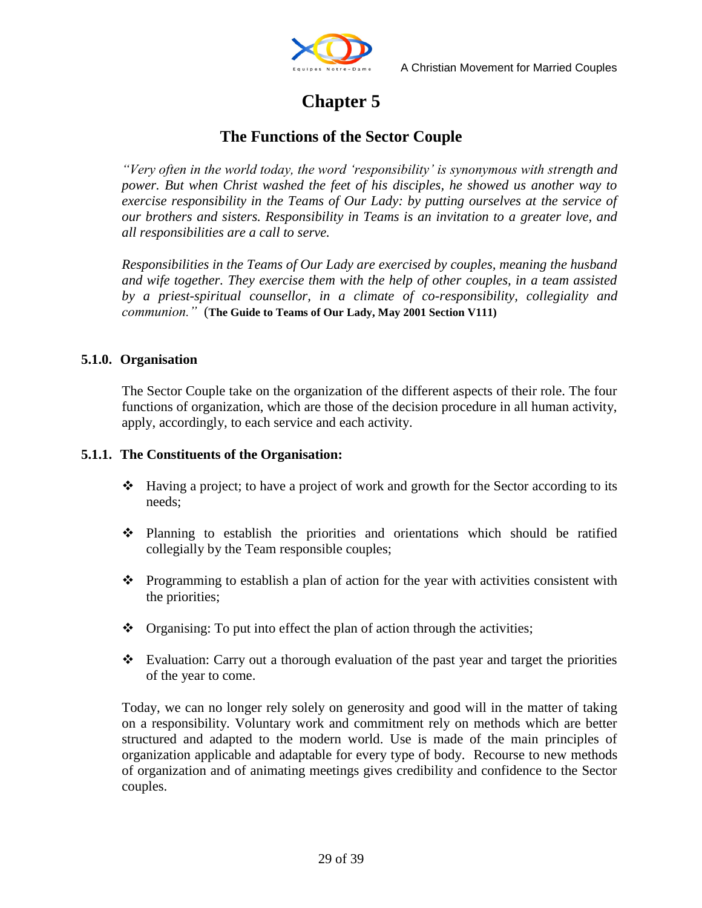# Chapter 5

## The Functions of the Sector Couple

*"Very often in the world today, the word 'responsibility' is synonymous with strength and power. But when Christ washed the feet of his disciples, he showed us another way to exercise responsibility in the Teams of Our Lady: by putting ourselves at the service of our brothers and sisters. Responsibility in Teams is an invitation to a greater love, and all responsibilities are a call to serve.*

*Responsibilities in the Teams of Our Lady are exercised by couples, meaning the husband and wife together. They exercise them with the help of other couples, in a team assisted by a priest-spiritual counsellor, in a climate of co-responsibility, collegiality and communion."* (**The Guide to Teams of Our Lady, May 2001 Section V111)**

### 5.1.0. Organisation

The Sector Couple take on the organization of the different aspects of their role. The four functions of organization, which are those of the decision procedure in all human activity, apply, accordingly, to each service and each activity.

### 5.1.1. The Constituents of the Organisation:

- Having a project; to have a project of work and growth for the Sector according to its needs;
- Planning to establish the priorities and orientations which should be ratified collegially by the Team responsible couples;
- Programming to establish a plan of action for the year with activities consistent with the priorities;
- Organising: To put into effect the plan of action through the activities;
- Evaluation: Carry out a thorough evaluation of the past year and target the priorities of the year to come.

Today, we can no longer rely solely on generosity and good will in the matter of taking on a responsibility. Voluntary work and commitment rely on methods which are better structured and adapted to the modern world. Use is made of the main principles of organization applicable and adaptable for every type of body. Recourse to new methods of organization and of animating meetings gives credibility and confidence to the Sector couples.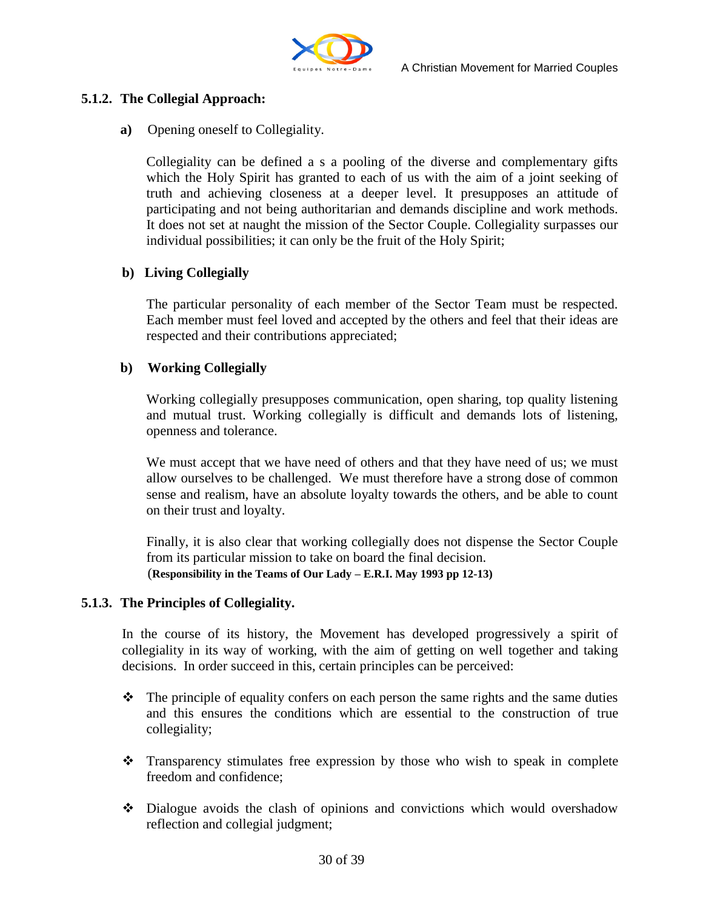### 5.1.2. The Collegial Approach:

**a)** Opening oneself to Collegiality.

Collegiality can be defined a s a pooling of the diverse and complementary gifts which the Holy Spirit has granted to each of us with the aim of a joint seeking of truth and achieving closeness at a deeper level. It presupposes an attitude of participating and not being authoritarian and demands discipline and work methods. It does not set at naught the mission of the Sector Couple. Collegiality surpasses our individual possibilities; it can only be the fruit of the Holy Spirit;

**b) Living Collegially**

The particular personality of each member of the Sector Team must be respected. Each member must feel loved and accepted by the others and feel that their ideas are respected and their contributions appreciated;

**b) Working Collegially**

Working collegially presupposes communication, open sharing, top quality listening and mutual trust. Working collegially is difficult and demands lots of listening, openness and tolerance.

We must accept that we have need of others and that they have need of us; we must allow ourselves to be challenged. We must therefore have a strong dose of common sense and realism, have an absolute loyalty towards the others, and be able to count on their trust and loyalty.

Finally, it is also clear that working collegially does not dispense the Sector Couple from its particular mission to take on board the final decision.
(**Responsibility in the Teams of Our Lady – E.R.I. May 1993 pp 12-13)**

### 5.1.3. The Principles of Collegiality.

In the course of its history, the Movement has developed progressively a spirit of collegiality in its way of working, with the aim of getting on well together and taking decisions. In order succeed in this, certain principles can be perceived:

- The principle of equality confers on each person the same rights and the same duties and this ensures the conditions which are essential to the construction of true collegiality;
- Transparency stimulates free expression by those who wish to speak in complete freedom and confidence;
- Dialogue avoids the clash of opinions and convictions which would overshadow reflection and collegial judgment;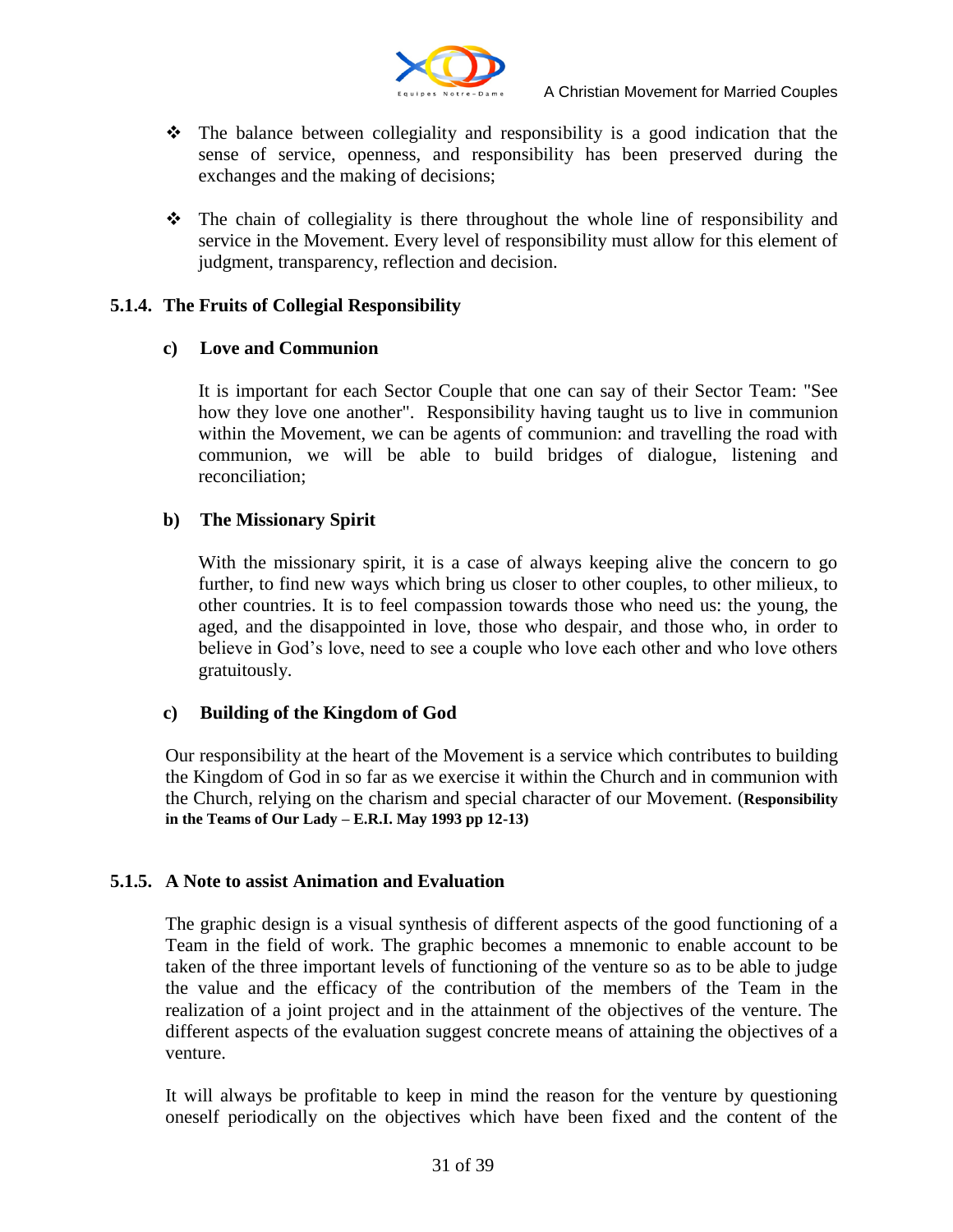- The balance between collegiality and responsibility is a good indication that the sense of service, openness, and responsibility has been preserved during the exchanges and the making of decisions;

- The chain of collegiality is there throughout the whole line of responsibility and service in the Movement. Every level of responsibility must allow for this element of judgment, transparency, reflection and decision.

### 5.1.4. The Fruits of Collegial Responsibility

#### c) Love and Communion

It is important for each Sector Couple that one can say of their Sector Team: "See how they love one another". Responsibility having taught us to live in communion within the Movement, we can be agents of communion: and travelling the road with communion, we will be able to build bridges of dialogue, listening and reconciliation;

#### b) The Missionary Spirit

With the missionary spirit, it is a case of always keeping alive the concern to go further, to find new ways which bring us closer to other couples, to other milieux, to other countries. It is to feel compassion towards those who need us: the young, the aged, and the disappointed in love, those who despair, and those who, in order to believe in God's love, need to see a couple who love each other and who love others gratuitously.

#### c) Building of the Kingdom of God

Our responsibility at the heart of the Movement is a service which contributes to building the Kingdom of God in so far as we exercise it within the Church and in communion with the Church, relying on the charism and special character of our Movement. (**Responsibility in the Teams of Our Lady – E.R.I. May 1993 pp 12-13)**

### 5.1.5. A Note to assist Animation and Evaluation

The graphic design is a visual synthesis of different aspects of the good functioning of a Team in the field of work. The graphic becomes a mnemonic to enable account to be taken of the three important levels of functioning of the venture so as to be able to judge the value and the efficacy of the contribution of the members of the Team in the realization of a joint project and in the attainment of the objectives of the venture. The different aspects of the evaluation suggest concrete means of attaining the objectives of a venture.

It will always be profitable to keep in mind the reason for the venture by questioning oneself periodically on the objectives which have been fixed and the content of the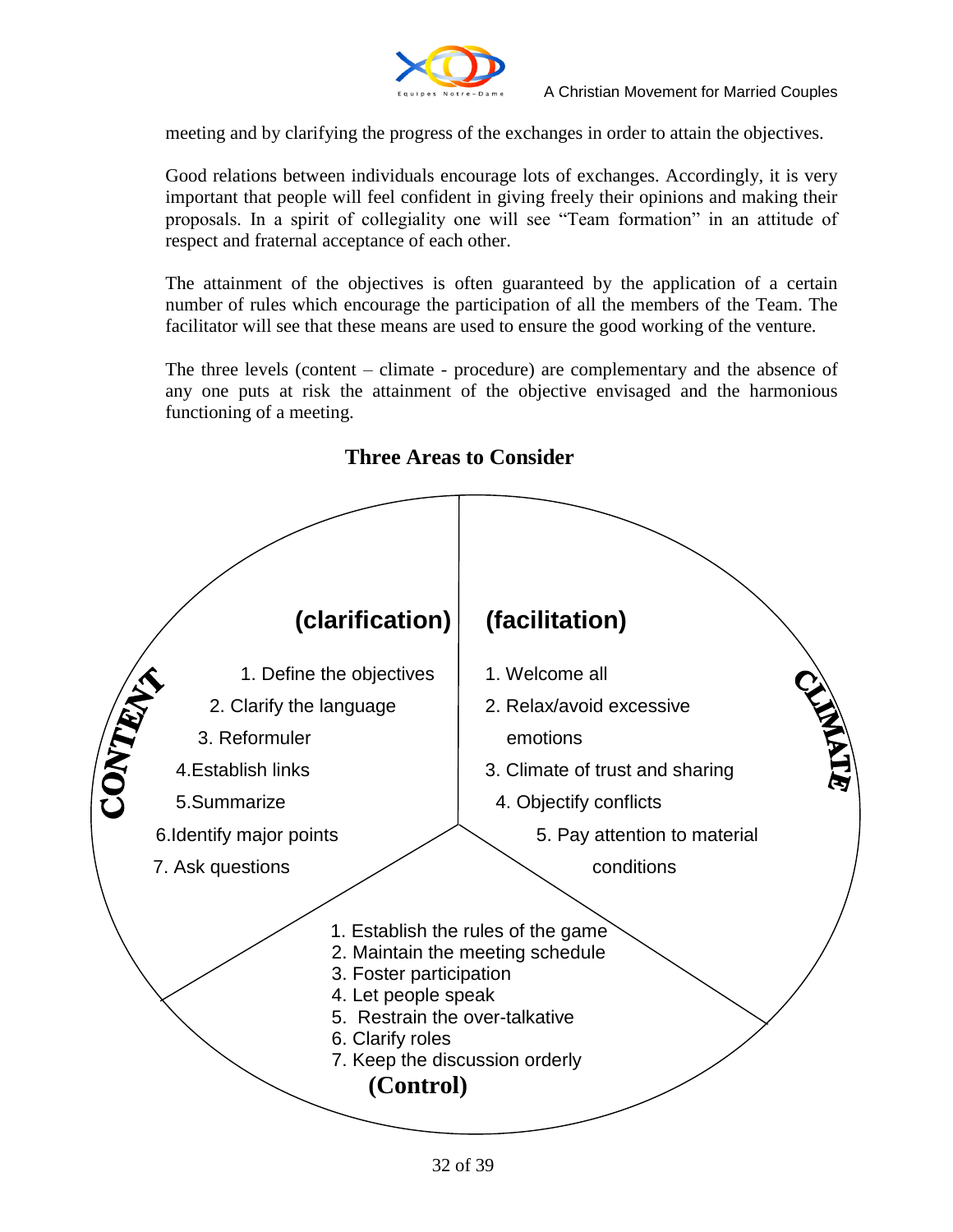meeting and by clarifying the progress of the exchanges in order to attain the objectives.

Good relations between individuals encourage lots of exchanges. Accordingly, it is very important that people will feel confident in giving freely their opinions and making their proposals. In a spirit of collegiality one will see "Team formation" in an attitude of respect and fraternal acceptance of each other.

The attainment of the objectives is often guaranteed by the application of a certain number of rules which encourage the participation of all the members of the Team. The facilitator will see that these means are used to ensure the good working of the venture.

The three levels (content – climate - procedure) are complementary and the absence of any one puts at risk the attainment of the objective envisaged and the harmonious functioning of a meeting.

## Three Areas to Consider

**CONTENT**

**(clarification)**

1. Define the objectives
2. Clarify the language
3. Reformuler
4. Establish links
5. Summarize
6. Identify major points
7. Ask questions

**CLIMATE**

**(facilitation)**

1. Welcome all
2. Relax/avoid excessive emotions
3. Climate of trust and sharing
4. Objectify conflicts
5. Pay attention to material conditions

**(Control)**

1. Establish the rules of the game
2. Maintain the meeting schedule
3. Foster participation
4. Let people speak
5. Restrain the over-talkative
6. Clarify roles
7. Keep the discussion orderly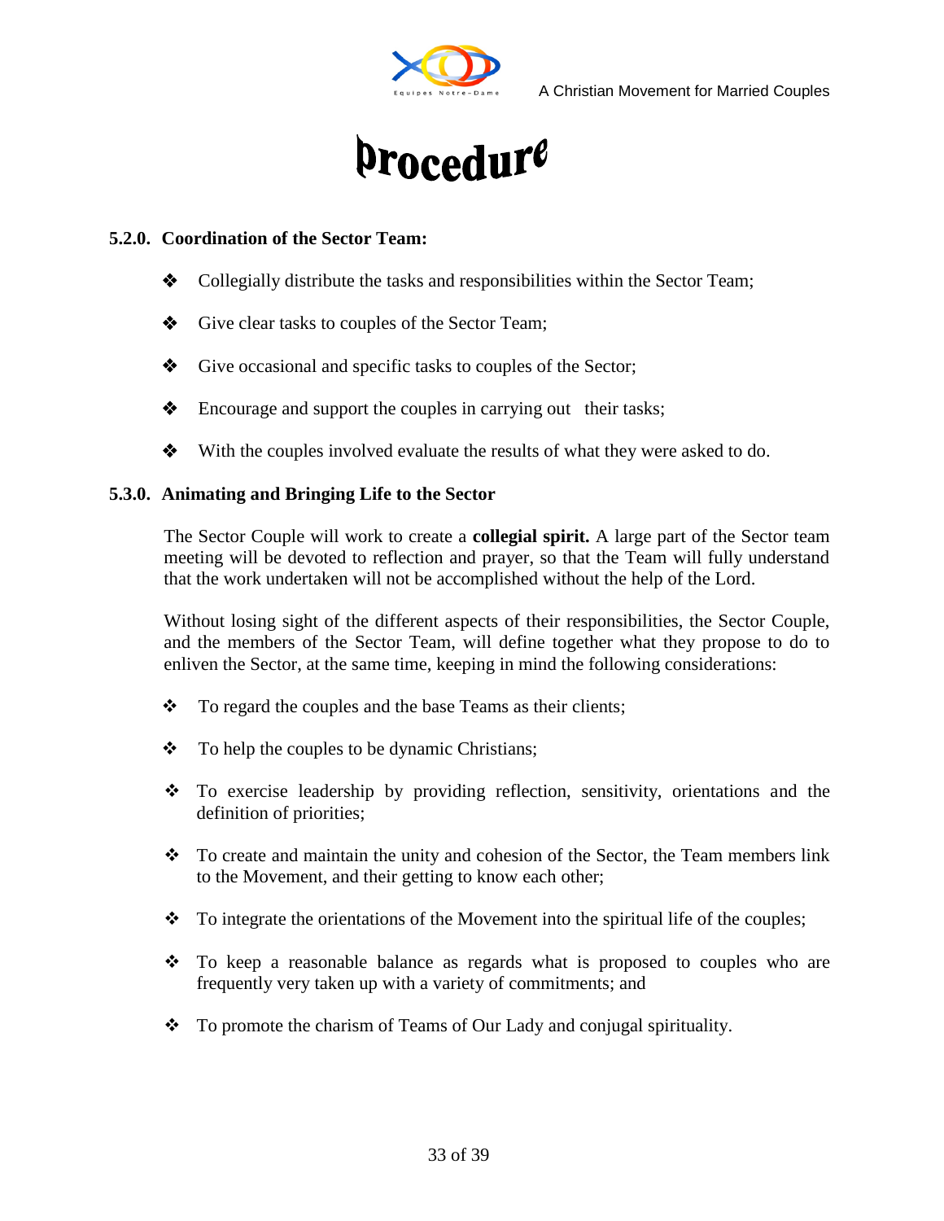# Procedure

### 5.2.0. Coordination of the Sector Team:

- Collegially distribute the tasks and responsibilities within the Sector Team;
- Give clear tasks to couples of the Sector Team;
- Give occasional and specific tasks to couples of the Sector;
- Encourage and support the couples in carrying out their tasks;
- With the couples involved evaluate the results of what they were asked to do.

### 5.3.0. Animating and Bringing Life to the Sector

The Sector Couple will work to create a **collegial spirit.** A large part of the Sector team meeting will be devoted to reflection and prayer, so that the Team will fully understand that the work undertaken will not be accomplished without the help of the Lord.

Without losing sight of the different aspects of their responsibilities, the Sector Couple, and the members of the Sector Team, will define together what they propose to do to enliven the Sector, at the same time, keeping in mind the following considerations:

- To regard the couples and the base Teams as their clients;
- To help the couples to be dynamic Christians;
- To exercise leadership by providing reflection, sensitivity, orientations and the definition of priorities;
- To create and maintain the unity and cohesion of the Sector, the Team members link to the Movement, and their getting to know each other;
- To integrate the orientations of the Movement into the spiritual life of the couples;
- To keep a reasonable balance as regards what is proposed to couples who are frequently very taken up with a variety of commitments; and
- To promote the charism of Teams of Our Lady and conjugal spirituality.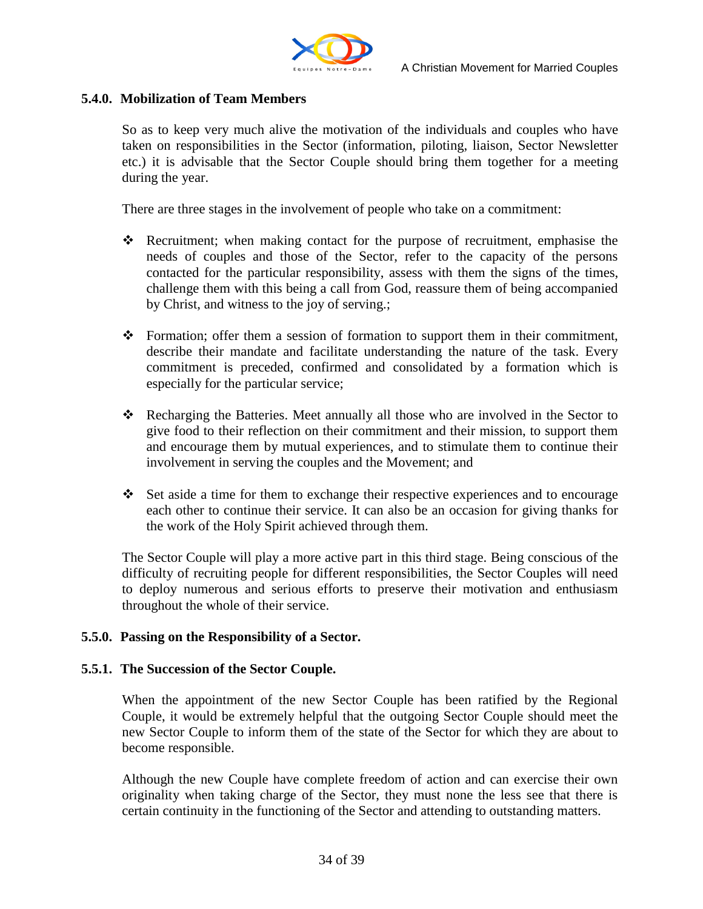### 5.4.0. Mobilization of Team Members

So as to keep very much alive the motivation of the individuals and couples who have taken on responsibilities in the Sector (information, piloting, liaison, Sector Newsletter etc.) it is advisable that the Sector Couple should bring them together for a meeting during the year.

There are three stages in the involvement of people who take on a commitment:

- Recruitment; when making contact for the purpose of recruitment, emphasise the needs of couples and those of the Sector, refer to the capacity of the persons contacted for the particular responsibility, assess with them the signs of the times, challenge them with this being a call from God, reassure them of being accompanied by Christ, and witness to the joy of serving.;

- Formation; offer them a session of formation to support them in their commitment, describe their mandate and facilitate understanding the nature of the task. Every commitment is preceded, confirmed and consolidated by a formation which is especially for the particular service;

- Recharging the Batteries. Meet annually all those who are involved in the Sector to give food to their reflection on their commitment and their mission, to support them and encourage them by mutual experiences, and to stimulate them to continue their involvement in serving the couples and the Movement; and

- Set aside a time for them to exchange their respective experiences and to encourage each other to continue their service. It can also be an occasion for giving thanks for the work of the Holy Spirit achieved through them.

The Sector Couple will play a more active part in this third stage. Being conscious of the difficulty of recruiting people for different responsibilities, the Sector Couples will need to deploy numerous and serious efforts to preserve their motivation and enthusiasm throughout the whole of their service.

### 5.5.0. Passing on the Responsibility of a Sector.

### 5.5.1. The Succession of the Sector Couple.

When the appointment of the new Sector Couple has been ratified by the Regional Couple, it would be extremely helpful that the outgoing Sector Couple should meet the new Sector Couple to inform them of the state of the Sector for which they are about to become responsible.

Although the new Couple have complete freedom of action and can exercise their own originality when taking charge of the Sector, they must none the less see that there is certain continuity in the functioning of the Sector and attending to outstanding matters.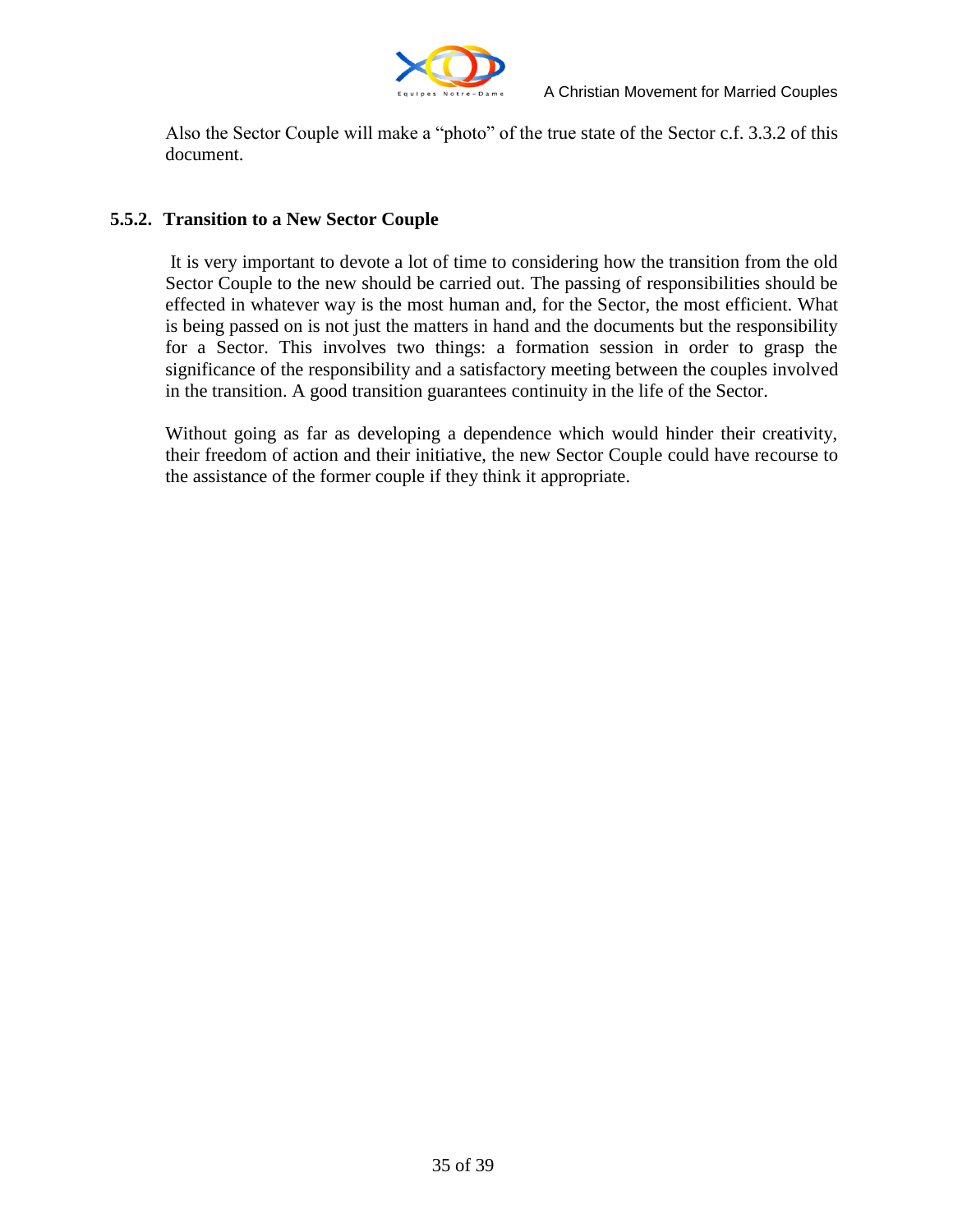Also the Sector Couple will make a "photo" of the true state of the Sector c.f. 3.3.2 of this document.

### 5.5.2. Transition to a New Sector Couple

It is very important to devote a lot of time to considering how the transition from the old Sector Couple to the new should be carried out. The passing of responsibilities should be effected in whatever way is the most human and, for the Sector, the most efficient. What is being passed on is not just the matters in hand and the documents but the responsibility for a Sector. This involves two things: a formation session in order to grasp the significance of the responsibility and a satisfactory meeting between the couples involved in the transition. A good transition guarantees continuity in the life of the Sector.

Without going as far as developing a dependence which would hinder their creativity, their freedom of action and their initiative, the new Sector Couple could have recourse to the assistance of the former couple if they think it appropriate.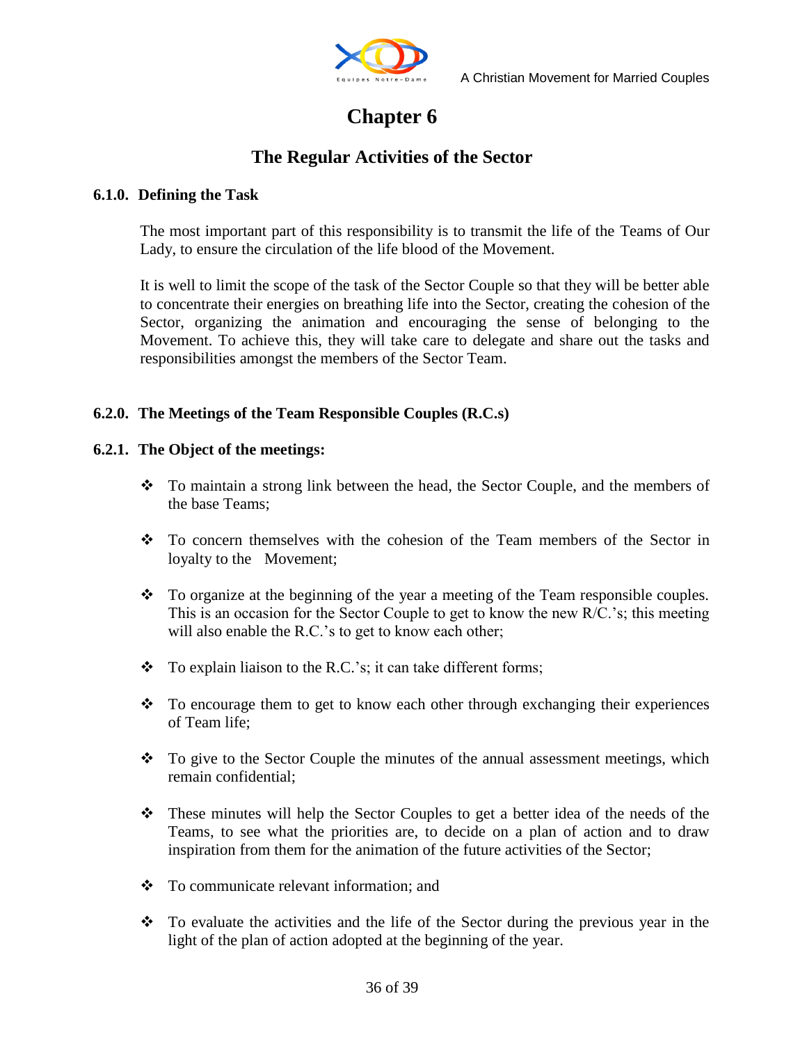# Chapter 6

## The Regular Activities of the Sector

### 6.1.0. Defining the Task

The most important part of this responsibility is to transmit the life of the Teams of Our Lady, to ensure the circulation of the life blood of the Movement.

It is well to limit the scope of the task of the Sector Couple so that they will be better able to concentrate their energies on breathing life into the Sector, creating the cohesion of the Sector, organizing the animation and encouraging the sense of belonging to the Movement. To achieve this, they will take care to delegate and share out the tasks and responsibilities amongst the members of the Sector Team.

### 6.2.0. The Meetings of the Team Responsible Couples (R.C.s)

### 6.2.1. The Object of the meetings:

- To maintain a strong link between the head, the Sector Couple, and the members of the base Teams;
- To concern themselves with the cohesion of the Team members of the Sector in loyalty to the Movement;
- To organize at the beginning of the year a meeting of the Team responsible couples. This is an occasion for the Sector Couple to get to know the new R/C.'s; this meeting will also enable the R.C.'s to get to know each other;
- To explain liaison to the R.C.'s; it can take different forms;
- To encourage them to get to know each other through exchanging their experiences of Team life;
- To give to the Sector Couple the minutes of the annual assessment meetings, which remain confidential;
- These minutes will help the Sector Couples to get a better idea of the needs of the Teams, to see what the priorities are, to decide on a plan of action and to draw inspiration from them for the animation of the future activities of the Sector;
- To communicate relevant information; and
- To evaluate the activities and the life of the Sector during the previous year in the light of the plan of action adopted at the beginning of the year.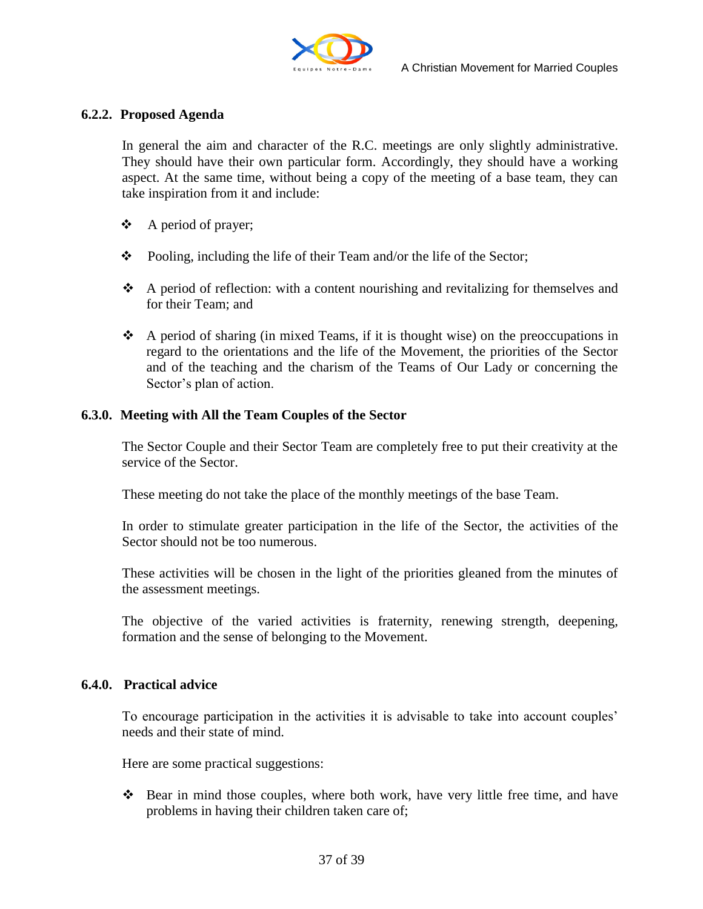### 6.2.2. Proposed Agenda

In general the aim and character of the R.C. meetings are only slightly administrative. They should have their own particular form. Accordingly, they should have a working aspect. At the same time, without being a copy of the meeting of a base team, they can take inspiration from it and include:

- A period of prayer;
- Pooling, including the life of their Team and/or the life of the Sector;
- A period of reflection: with a content nourishing and revitalizing for themselves and for their Team; and
- A period of sharing (in mixed Teams, if it is thought wise) on the preoccupations in regard to the orientations and the life of the Movement, the priorities of the Sector and of the teaching and the charism of the Teams of Our Lady or concerning the Sector's plan of action.

### 6.3.0. Meeting with All the Team Couples of the Sector

The Sector Couple and their Sector Team are completely free to put their creativity at the service of the Sector.

These meeting do not take the place of the monthly meetings of the base Team.

In order to stimulate greater participation in the life of the Sector, the activities of the Sector should not be too numerous.

These activities will be chosen in the light of the priorities gleaned from the minutes of the assessment meetings.

The objective of the varied activities is fraternity, renewing strength, deepening, formation and the sense of belonging to the Movement.

### 6.4.0. Practical advice

To encourage participation in the activities it is advisable to take into account couples' needs and their state of mind.

Here are some practical suggestions:

- Bear in mind those couples, where both work, have very little free time, and have problems in having their children taken care of;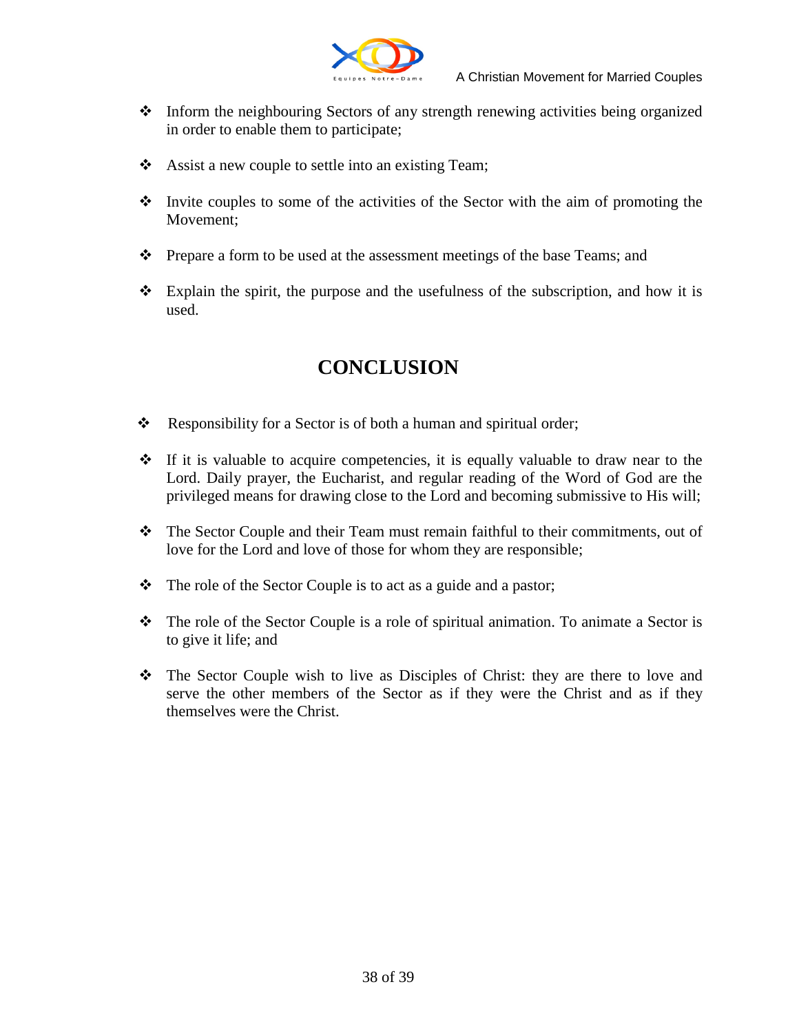- Inform the neighbouring Sectors of any strength renewing activities being organized in order to enable them to participate;
- Assist a new couple to settle into an existing Team;
- Invite couples to some of the activities of the Sector with the aim of promoting the Movement;
- Prepare a form to be used at the assessment meetings of the base Teams; and
- Explain the spirit, the purpose and the usefulness of the subscription, and how it is used.

## CONCLUSION

- Responsibility for a Sector is of both a human and spiritual order;
- If it is valuable to acquire competencies, it is equally valuable to draw near to the Lord. Daily prayer, the Eucharist, and regular reading of the Word of God are the privileged means for drawing close to the Lord and becoming submissive to His will;
- The Sector Couple and their Team must remain faithful to their commitments, out of love for the Lord and love of those for whom they are responsible;
- The role of the Sector Couple is to act as a guide and a pastor;
- The role of the Sector Couple is a role of spiritual animation. To animate a Sector is to give it life; and
- The Sector Couple wish to live as Disciples of Christ: they are there to love and serve the other members of the Sector as if they were the Christ and as if they themselves were the Christ.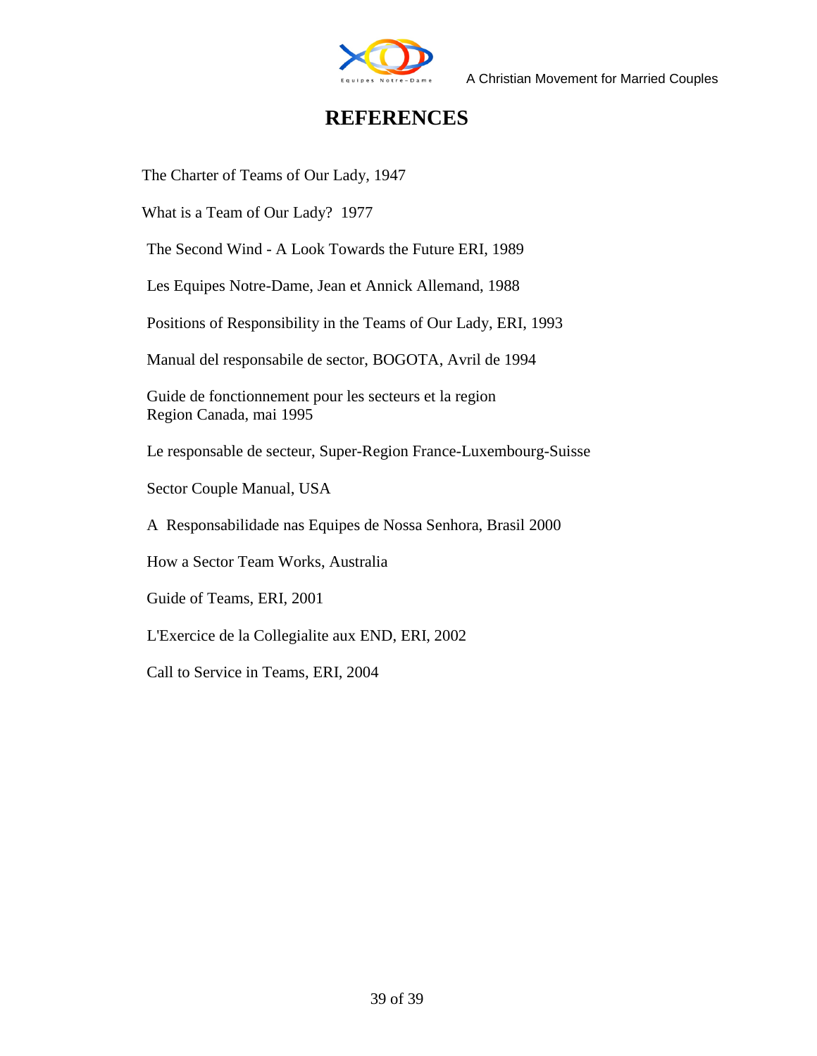# REFERENCES

The Charter of Teams of Our Lady, 1947

What is a Team of Our Lady? 1977

The Second Wind - A Look Towards the Future ERI, 1989

Les Equipes Notre-Dame, Jean et Annick Allemand, 1988

Positions of Responsibility in the Teams of Our Lady, ERI, 1993

Manual del responsabile de sector, BOGOTA, Avril de 1994

Guide de fonctionnement pour les secteurs et la region
Region Canada, mai 1995

Le responsable de secteur, Super-Region France-Luxembourg-Suisse

Sector Couple Manual, USA

A Responsabilidade nas Equipes de Nossa Senhora, Brasil 2000

How a Sector Team Works, Australia

Guide of Teams, ERI, 2001

L'Exercice de la Collegialite aux END, ERI, 2002

Call to Service in Teams, ERI, 2004